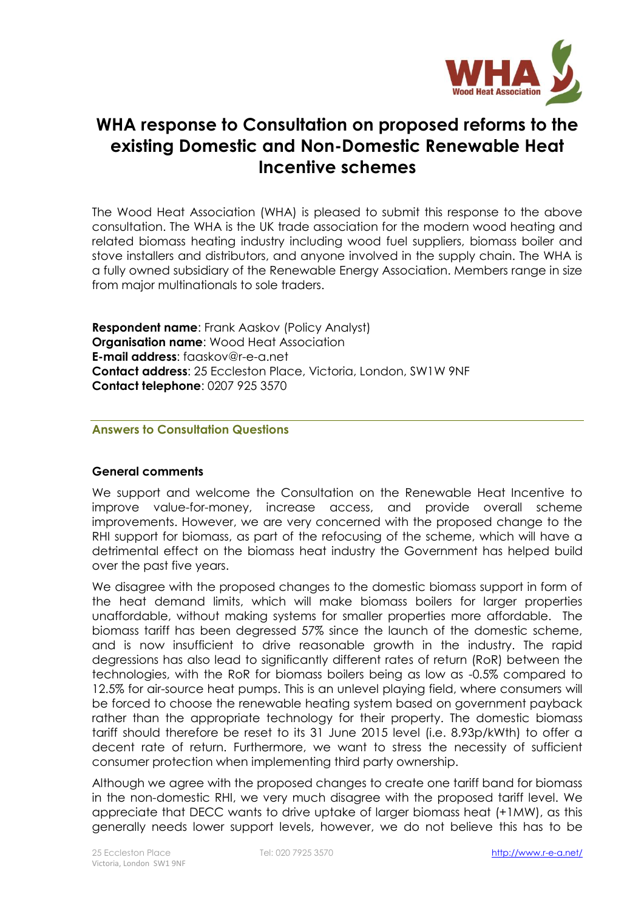# WHA response to Consultation on proposed reforms to the existing Domestic and Non-Domestic Renewable Heat Incentive schemes

The Wood Heat Association (WHA) is pleased to submit this response to the above consultation. The WHA is the UK trade association for the modern wood heating and related biomass heating industry including wood fuel suppliers, biomass boiler and stove installers and distributors, and anyone involved in the supply chain. The WHA is a fully owned subsidiary of the Renewable Energy Association. Members range in size from major multinationals to sole traders.

**Respondent name**: Frank Aaskov (Policy Analyst)
**Organisation name**: Wood Heat Association
**E-mail address**: faaskov@r-e-a.net
**Contact address**: 25 Eccleston Place, Victoria, London, SW1W 9NF
**Contact telephone**: 0207 925 3570

## Answers to Consultation Questions

### General comments

We support and welcome the Consultation on the Renewable Heat Incentive to improve value-for-money, increase access, and provide overall scheme improvements. However, we are very concerned with the proposed change to the RHI support for biomass, as part of the refocusing of the scheme, which will have a detrimental effect on the biomass heat industry the Government has helped build over the past five years.

We disagree with the proposed changes to the domestic biomass support in form of the heat demand limits, which will make biomass boilers for larger properties unaffordable, without making systems for smaller properties more affordable. The biomass tariff has been degressed 57% since the launch of the domestic scheme, and is now insufficient to drive reasonable growth in the industry. The rapid degressions has also lead to significantly different rates of return (RoR) between the technologies, with the RoR for biomass boilers being as low as -0.5% compared to 12.5% for air-source heat pumps. This is an unlevel playing field, where consumers will be forced to choose the renewable heating system based on government payback rather than the appropriate technology for their property. The domestic biomass tariff should therefore be reset to its 31 June 2015 level (i.e. 8.93p/kWth) to offer a decent rate of return. Furthermore, we want to stress the necessity of sufficient consumer protection when implementing third party ownership.

Although we agree with the proposed changes to create one tariff band for biomass in the non-domestic RHI, we very much disagree with the proposed tariff level. We appreciate that DECC wants to drive uptake of larger biomass heat (+1MW), as this generally needs lower support levels, however, we do not believe this has to be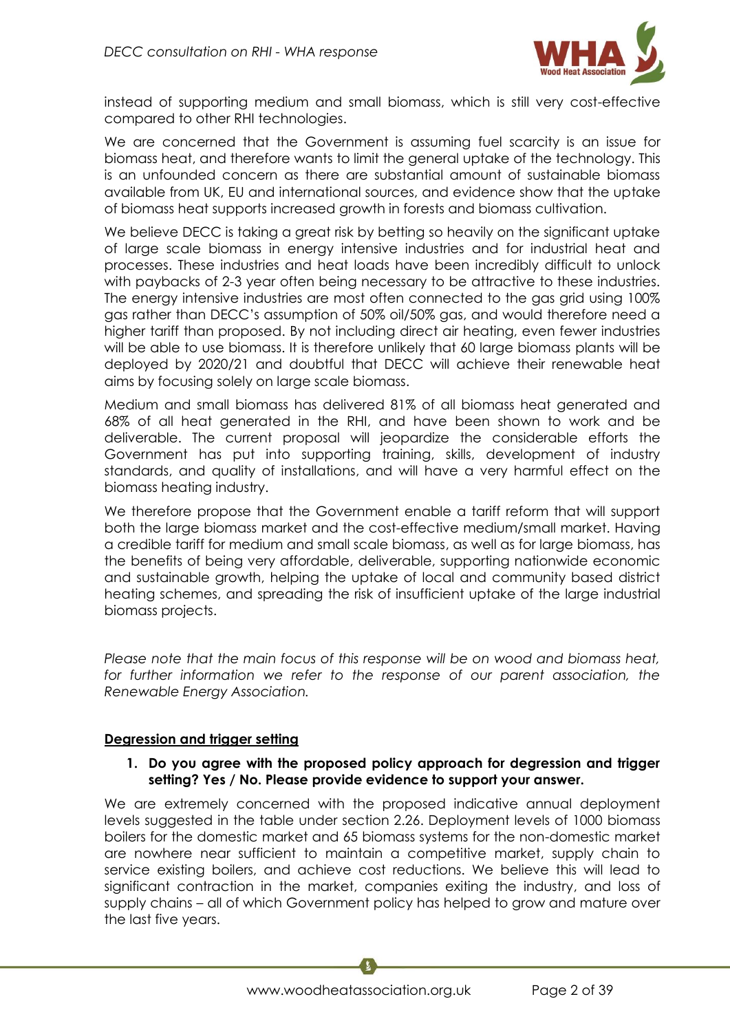instead of supporting medium and small biomass, which is still very cost-effective compared to other RHI technologies.

We are concerned that the Government is assuming fuel scarcity is an issue for biomass heat, and therefore wants to limit the general uptake of the technology. This is an unfounded concern as there are substantial amount of sustainable biomass available from UK, EU and international sources, and evidence show that the uptake of biomass heat supports increased growth in forests and biomass cultivation.

We believe DECC is taking a great risk by betting so heavily on the significant uptake of large scale biomass in energy intensive industries and for industrial heat and processes. These industries and heat loads have been incredibly difficult to unlock with paybacks of 2-3 year often being necessary to be attractive to these industries. The energy intensive industries are most often connected to the gas grid using 100% gas rather than DECC's assumption of 50% oil/50% gas, and would therefore need a higher tariff than proposed. By not including direct air heating, even fewer industries will be able to use biomass. It is therefore unlikely that 60 large biomass plants will be deployed by 2020/21 and doubtful that DECC will achieve their renewable heat aims by focusing solely on large scale biomass.

Medium and small biomass has delivered 81% of all biomass heat generated and 68% of all heat generated in the RHI, and have been shown to work and be deliverable. The current proposal will jeopardize the considerable efforts the Government has put into supporting training, skills, development of industry standards, and quality of installations, and will have a very harmful effect on the biomass heating industry.

We therefore propose that the Government enable a tariff reform that will support both the large biomass market and the cost-effective medium/small market. Having a credible tariff for medium and small scale biomass, as well as for large biomass, has the benefits of being very affordable, deliverable, supporting nationwide economic and sustainable growth, helping the uptake of local and community based district heating schemes, and spreading the risk of insufficient uptake of the large industrial biomass projects.

*Please note that the main focus of this response will be on wood and biomass heat, for further information we refer to the response of our parent association, the Renewable Energy Association.*

## Degression and trigger setting

1. **Do you agree with the proposed policy approach for degression and trigger setting? Yes / No. Please provide evidence to support your answer.**

We are extremely concerned with the proposed indicative annual deployment levels suggested in the table under section 2.26. Deployment levels of 1000 biomass boilers for the domestic market and 65 biomass systems for the non-domestic market are nowhere near sufficient to maintain a competitive market, supply chain to service existing boilers, and achieve cost reductions. We believe this will lead to significant contraction in the market, companies exiting the industry, and loss of supply chains – all of which Government policy has helped to grow and mature over the last five years.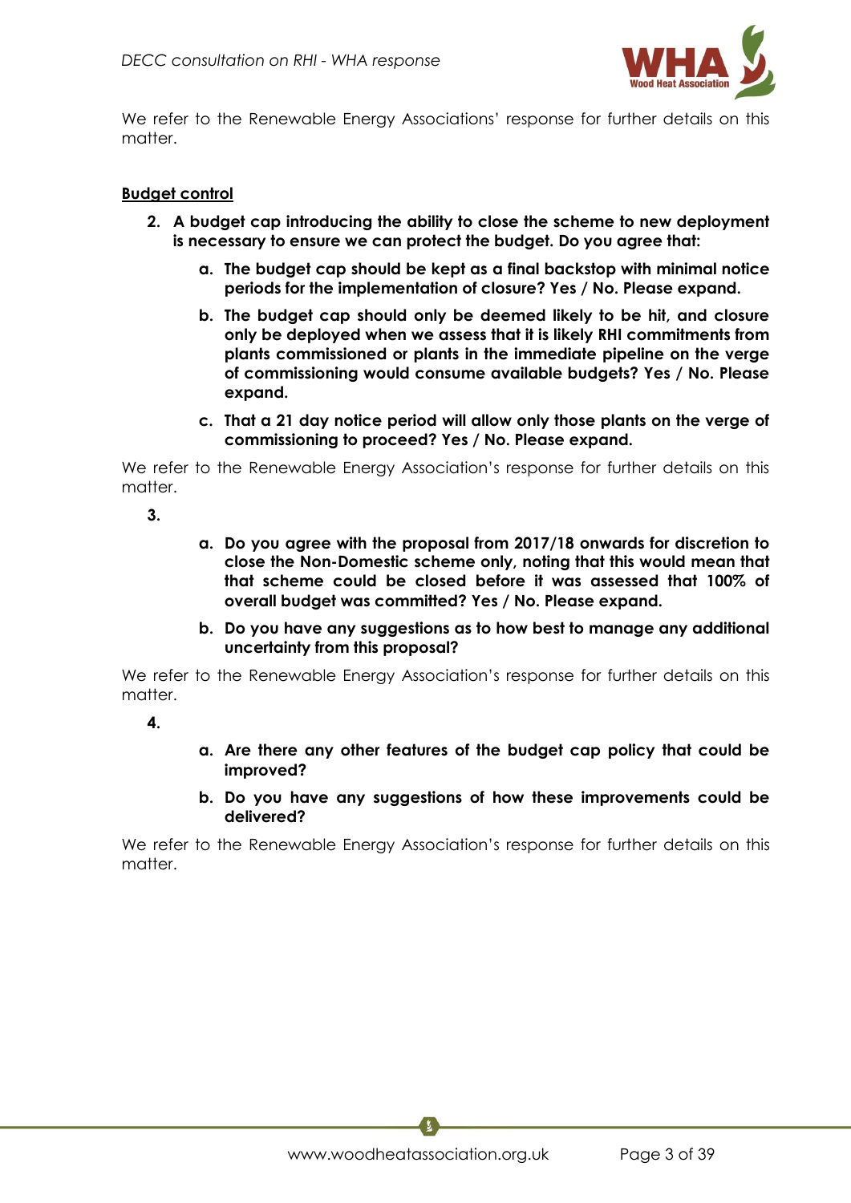We refer to the Renewable Energy Associations' response for further details on this matter.

**Budget control**

2. **A budget cap introducing the ability to close the scheme to new deployment is necessary to ensure we can protect the budget. Do you agree that:**

    a. **The budget cap should be kept as a final backstop with minimal notice periods for the implementation of closure? Yes / No. Please expand.**

    b. **The budget cap should only be deemed likely to be hit, and closure only be deployed when we assess that it is likely RHI commitments from plants commissioned or plants in the immediate pipeline on the verge of commissioning would consume available budgets? Yes / No. Please expand.**

    c. **That a 21 day notice period will allow only those plants on the verge of commissioning to proceed? Yes / No. Please expand.**

We refer to the Renewable Energy Association's response for further details on this matter.

3.

    a. **Do you agree with the proposal from 2017/18 onwards for discretion to close the Non-Domestic scheme only, noting that this would mean that that scheme could be closed before it was assessed that 100% of overall budget was committed? Yes / No. Please expand.**

    b. **Do you have any suggestions as to how best to manage any additional uncertainty from this proposal?**

We refer to the Renewable Energy Association's response for further details on this matter.

4.

    a. **Are there any other features of the budget cap policy that could be improved?**

    b. **Do you have any suggestions of how these improvements could be delivered?**

We refer to the Renewable Energy Association's response for further details on this matter.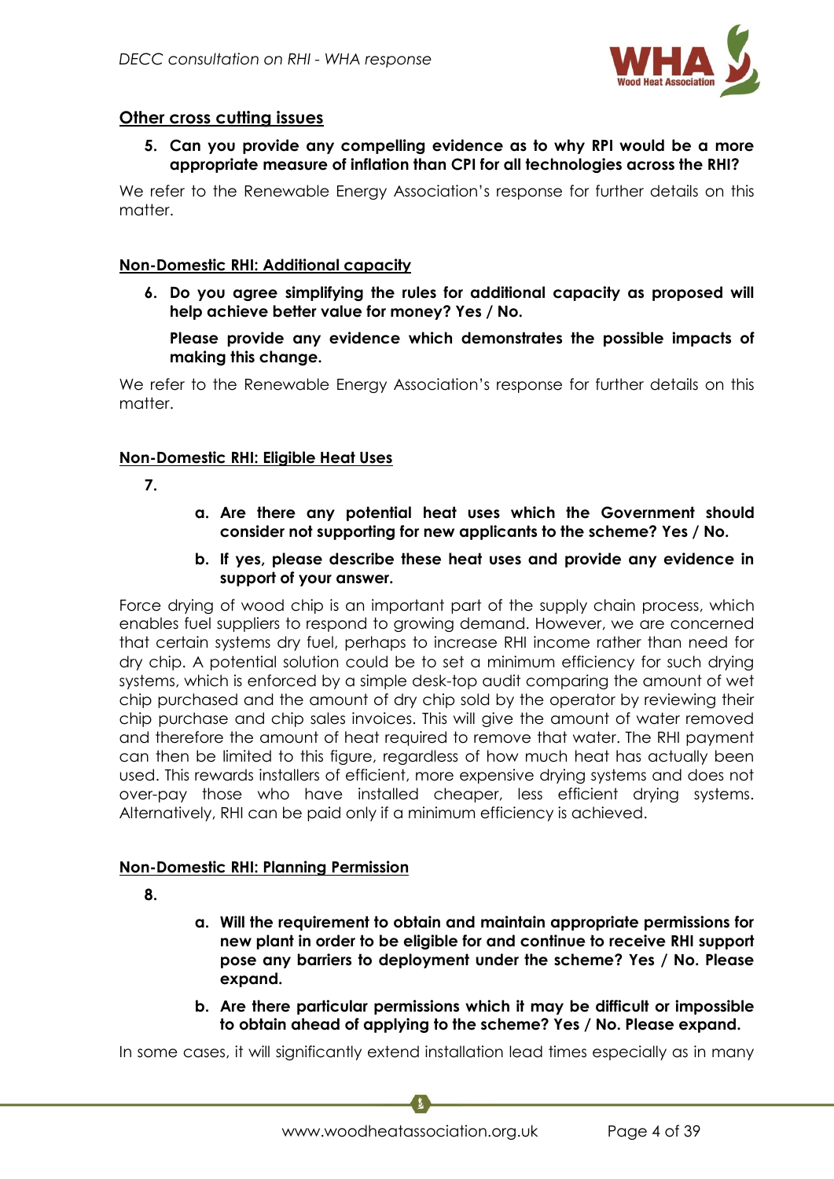## Other cross cutting issues

5. **Can you provide any compelling evidence as to why RPI would be a more appropriate measure of inflation than CPI for all technologies across the RHI?**

We refer to the Renewable Energy Association's response for further details on this matter.

## Non-Domestic RHI: Additional capacity

6. **Do you agree simplifying the rules for additional capacity as proposed will help achieve better value for money? Yes / No.**

   **Please provide any evidence which demonstrates the possible impacts of making this change.**

We refer to the Renewable Energy Association's response for further details on this matter.

## Non-Domestic RHI: Eligible Heat Uses

7.

   a. **Are there any potential heat uses which the Government should consider not supporting for new applicants to the scheme? Yes / No.**

   b. **If yes, please describe these heat uses and provide any evidence in support of your answer.**

Force drying of wood chip is an important part of the supply chain process, which enables fuel suppliers to respond to growing demand. However, we are concerned that certain systems dry fuel, perhaps to increase RHI income rather than need for dry chip. A potential solution could be to set a minimum efficiency for such drying systems, which is enforced by a simple desk-top audit comparing the amount of wet chip purchased and the amount of dry chip sold by the operator by reviewing their chip purchase and chip sales invoices. This will give the amount of water removed and therefore the amount of heat required to remove that water. The RHI payment can then be limited to this figure, regardless of how much heat has actually been used. This rewards installers of efficient, more expensive drying systems and does not over-pay those who have installed cheaper, less efficient drying systems. Alternatively, RHI can be paid only if a minimum efficiency is achieved.

## Non-Domestic RHI: Planning Permission

8.

   a. **Will the requirement to obtain and maintain appropriate permissions for new plant in order to be eligible for and continue to receive RHI support pose any barriers to deployment under the scheme? Yes / No. Please expand.**

   b. **Are there particular permissions which it may be difficult or impossible to obtain ahead of applying to the scheme? Yes / No. Please expand.**

In some cases, it will significantly extend installation lead times especially as in many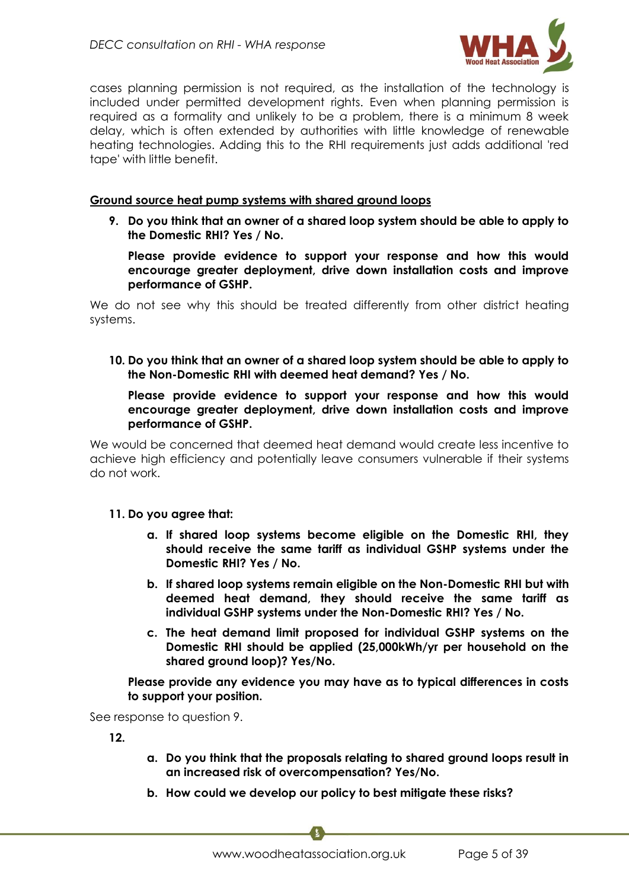cases planning permission is not required, as the installation of the technology is included under permitted development rights. Even when planning permission is required as a formality and unlikely to be a problem, there is a minimum 8 week delay, which is often extended by authorities with little knowledge of renewable heating technologies. Adding this to the RHI requirements just adds additional 'red tape' with little benefit.

**Ground source heat pump systems with shared ground loops**

9. **Do you think that an owner of a shared loop system should be able to apply to the Domestic RHI? Yes / No.**

   **Please provide evidence to support your response and how this would encourage greater deployment, drive down installation costs and improve performance of GSHP.**

We do not see why this should be treated differently from other district heating systems.

10. **Do you think that an owner of a shared loop system should be able to apply to the Non-Domestic RHI with deemed heat demand? Yes / No.**

    **Please provide evidence to support your response and how this would encourage greater deployment, drive down installation costs and improve performance of GSHP.**

We would be concerned that deemed heat demand would create less incentive to achieve high efficiency and potentially leave consumers vulnerable if their systems do not work.

11. **Do you agree that:**

    a. **If shared loop systems become eligible on the Domestic RHI, they should receive the same tariff as individual GSHP systems under the Domestic RHI? Yes / No.**

    b. **If shared loop systems remain eligible on the Non-Domestic RHI but with deemed heat demand, they should receive the same tariff as individual GSHP systems under the Non-Domestic RHI? Yes / No.**

    c. **The heat demand limit proposed for individual GSHP systems on the Domestic RHI should be applied (25,000kWh/yr per household on the shared ground loop)? Yes/No.**

    **Please provide any evidence you may have as to typical differences in costs to support your position.**

See response to question 9.

12.

    a. **Do you think that the proposals relating to shared ground loops result in an increased risk of overcompensation? Yes/No.**

    b. **How could we develop our policy to best mitigate these risks?**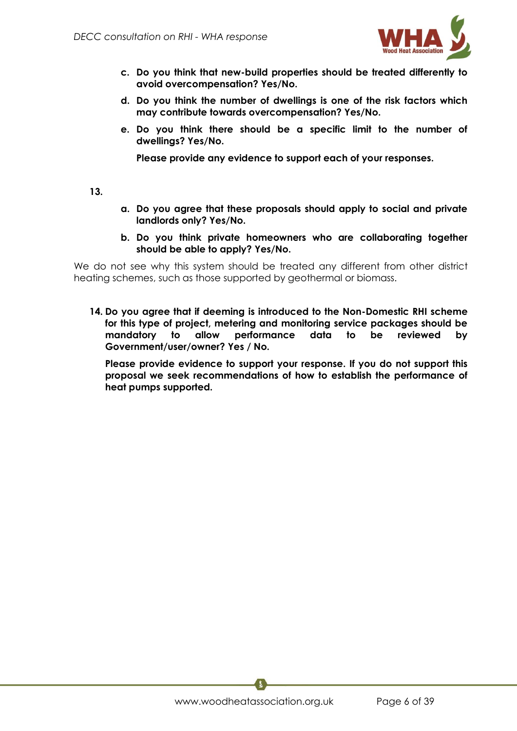c. **Do you think that new-build properties should be treated differently to avoid overcompensation? Yes/No.**

d. **Do you think the number of dwellings is one of the risk factors which may contribute towards overcompensation? Yes/No.**

e. **Do you think there should be a specific limit to the number of dwellings? Yes/No.**

   **Please provide any evidence to support each of your responses.**

**13.**

a. **Do you agree that these proposals should apply to social and private landlords only? Yes/No.**

b. **Do you think private homeowners who are collaborating together should be able to apply? Yes/No.**

We do not see why this system should be treated any different from other district heating schemes, such as those supported by geothermal or biomass.

**14. Do you agree that if deeming is introduced to the Non-Domestic RHI scheme for this type of project, metering and monitoring service packages should be mandatory to allow performance data to be reviewed by Government/user/owner? Yes / No.**

**Please provide evidence to support your response. If you do not support this proposal we seek recommendations of how to establish the performance of heat pumps supported.**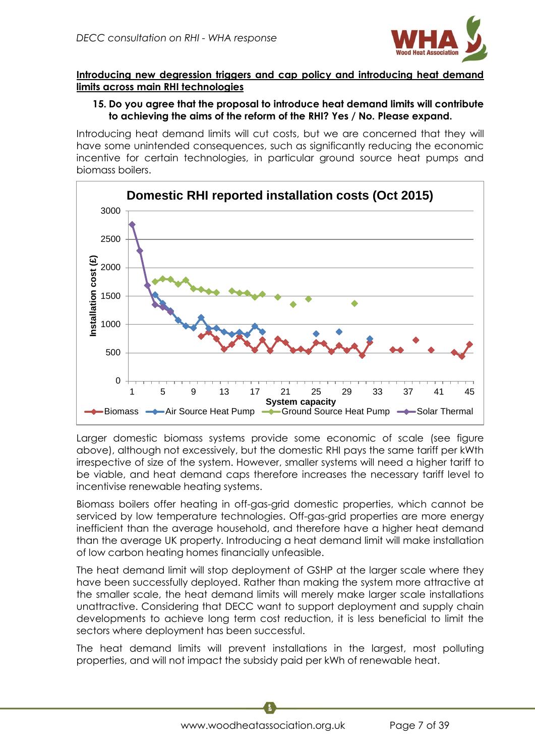**Introducing new degression triggers and cap policy and introducing heat demand limits across main RHI technologies**

**15. Do you agree that the proposal to introduce heat demand limits will contribute to achieving the aims of the reform of the RHI? Yes / No. Please expand.**

Introducing heat demand limits will cut costs, but we are concerned that they will have some unintended consequences, such as significantly reducing the economic incentive for certain technologies, in particular ground source heat pumps and biomass boilers.

Larger domestic biomass systems provide some economic of scale (see figure above), although not excessively, but the domestic RHI pays the same tariff per kWth irrespective of size of the system. However, smaller systems will need a higher tariff to be viable, and heat demand caps therefore increases the necessary tariff level to incentivise renewable heating systems.

Biomass boilers offer heating in off-gas-grid domestic properties, which cannot be serviced by low temperature technologies. Off-gas-grid properties are more energy inefficient than the average household, and therefore have a higher heat demand than the average UK property. Introducing a heat demand limit will make installation of low carbon heating homes financially unfeasible.

The heat demand limit will stop deployment of GSHP at the larger scale where they have been successfully deployed. Rather than making the system more attractive at the smaller scale, the heat demand limits will merely make larger scale installations unattractive. Considering that DECC want to support deployment and supply chain developments to achieve long term cost reduction, it is less beneficial to limit the sectors where deployment has been successful.

The heat demand limits will prevent installations in the largest, most polluting properties, and will not impact the subsidy paid per kWh of renewable heat.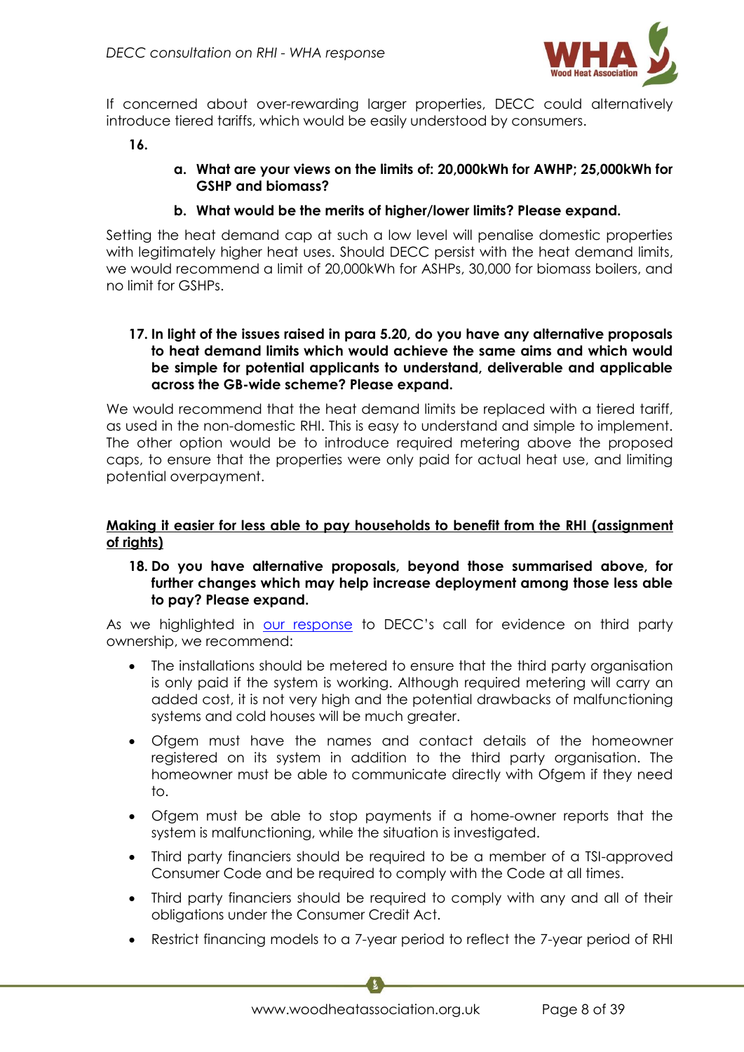If concerned about over-rewarding larger properties, DECC could alternatively introduce tiered tariffs, which would be easily understood by consumers.

**16.**

**a. What are your views on the limits of: 20,000kWh for AWHP; 25,000kWh for GSHP and biomass?**

**b. What would be the merits of higher/lower limits? Please expand.**

Setting the heat demand cap at such a low level will penalise domestic properties with legitimately higher heat uses. Should DECC persist with the heat demand limits, we would recommend a limit of 20,000kWh for ASHPs, 30,000 for biomass boilers, and no limit for GSHPs.

**17. In light of the issues raised in para 5.20, do you have any alternative proposals to heat demand limits which would achieve the same aims and which would be simple for potential applicants to understand, deliverable and applicable across the GB-wide scheme? Please expand.**

We would recommend that the heat demand limits be replaced with a tiered tariff, as used in the non-domestic RHI. This is easy to understand and simple to implement. The other option would be to introduce required metering above the proposed caps, to ensure that the properties were only paid for actual heat use, and limiting potential overpayment.

**<u>Making it easier for less able to pay households to benefit from the RHI (assignment of rights)</u>**

**18. Do you have alternative proposals, beyond those summarised above, for further changes which may help increase deployment among those less able to pay? Please expand.**

As we highlighted in our response to DECC's call for evidence on third party ownership, we recommend:

- The installations should be metered to ensure that the third party organisation is only paid if the system is working. Although required metering will carry an added cost, it is not very high and the potential drawbacks of malfunctioning systems and cold houses will be much greater.
- Ofgem must have the names and contact details of the homeowner registered on its system in addition to the third party organisation. The homeowner must be able to communicate directly with Ofgem if they need to.
- Ofgem must be able to stop payments if a home-owner reports that the system is malfunctioning, while the situation is investigated.
- Third party financiers should be required to be a member of a TSI-approved Consumer Code and be required to comply with the Code at all times.
- Third party financiers should be required to comply with any and all of their obligations under the Consumer Credit Act.
- Restrict financing models to a 7-year period to reflect the 7-year period of RHI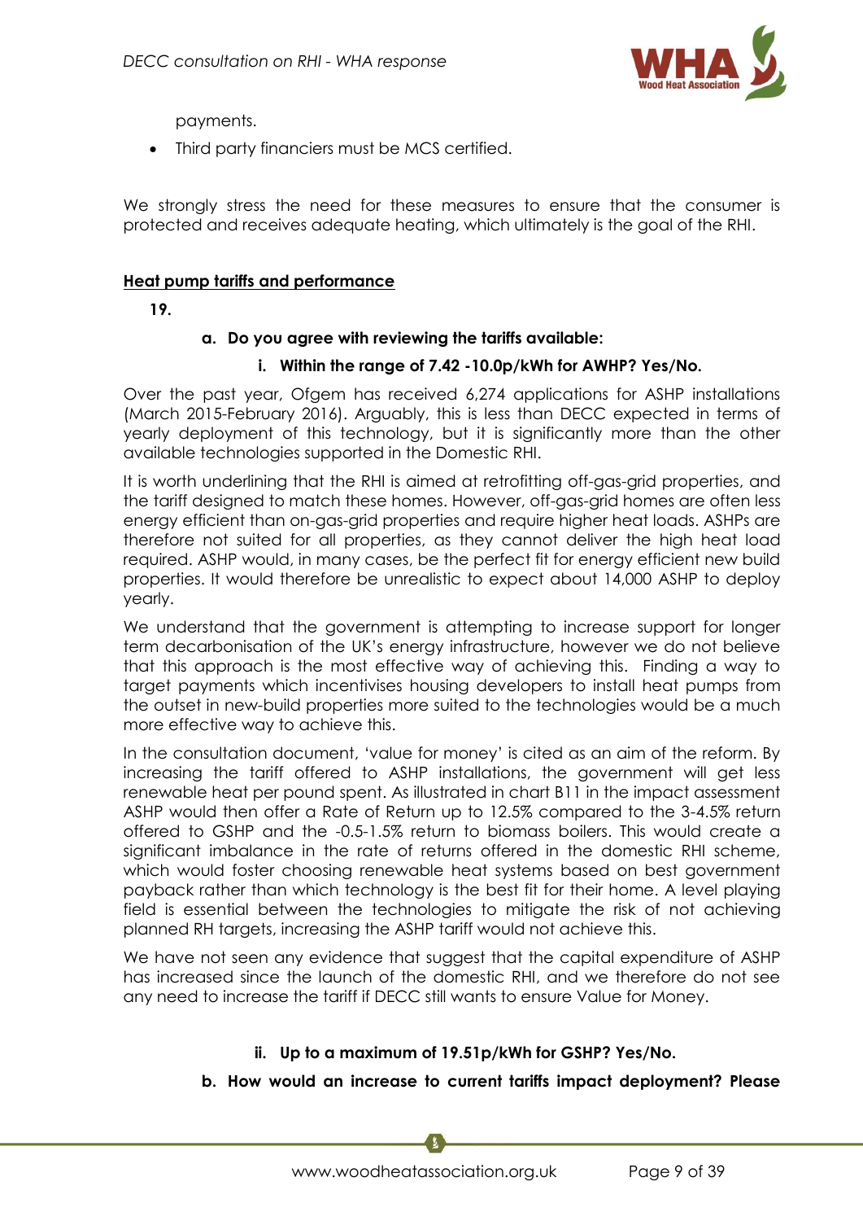payments.

- Third party financiers must be MCS certified.

We strongly stress the need for these measures to ensure that the consumer is protected and receives adequate heating, which ultimately is the goal of the RHI.

**Heat pump tariffs and performance**

**19.**

**a. Do you agree with reviewing the tariffs available:**

**i. Within the range of 7.42 -10.0p/kWh for AWHP? Yes/No.**

Over the past year, Ofgem has received 6,274 applications for ASHP installations (March 2015-February 2016). Arguably, this is less than DECC expected in terms of yearly deployment of this technology, but it is significantly more than the other available technologies supported in the Domestic RHI.

It is worth underlining that the RHI is aimed at retrofitting off-gas-grid properties, and the tariff designed to match these homes. However, off-gas-grid homes are often less energy efficient than on-gas-grid properties and require higher heat loads. ASHPs are therefore not suited for all properties, as they cannot deliver the high heat load required. ASHP would, in many cases, be the perfect fit for energy efficient new build properties. It would therefore be unrealistic to expect about 14,000 ASHP to deploy yearly.

We understand that the government is attempting to increase support for longer term decarbonisation of the UK's energy infrastructure, however we do not believe that this approach is the most effective way of achieving this. Finding a way to target payments which incentivises housing developers to install heat pumps from the outset in new-build properties more suited to the technologies would be a much more effective way to achieve this.

In the consultation document, 'value for money' is cited as an aim of the reform. By increasing the tariff offered to ASHP installations, the government will get less renewable heat per pound spent. As illustrated in chart B11 in the impact assessment ASHP would then offer a Rate of Return up to 12.5% compared to the 3-4.5% return offered to GSHP and the -0.5-1.5% return to biomass boilers. This would create a significant imbalance in the rate of returns offered in the domestic RHI scheme, which would foster choosing renewable heat systems based on best government payback rather than which technology is the best fit for their home. A level playing field is essential between the technologies to mitigate the risk of not achieving planned RH targets, increasing the ASHP tariff would not achieve this.

We have not seen any evidence that suggest that the capital expenditure of ASHP has increased since the launch of the domestic RHI, and we therefore do not see any need to increase the tariff if DECC still wants to ensure Value for Money.

**ii. Up to a maximum of 19.51p/kWh for GSHP? Yes/No.**

**b. How would an increase to current tariffs impact deployment? Please**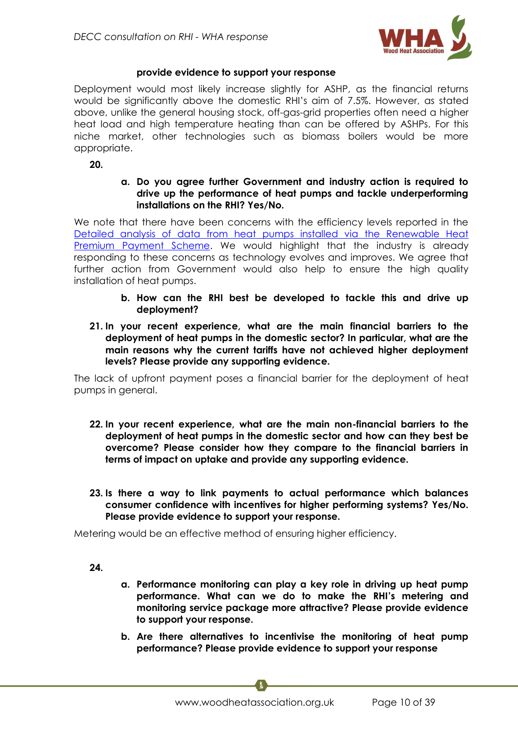**provide evidence to support your response**

Deployment would most likely increase slightly for ASHP, as the financial returns would be significantly above the domestic RHI's aim of 7.5%. However, as stated above, unlike the general housing stock, off-gas-grid properties often need a higher heat load and high temperature heating than can be offered by ASHPs. For this niche market, other technologies such as biomass boilers would be more appropriate.

**20.**

**a. Do you agree further Government and industry action is required to drive up the performance of heat pumps and tackle underperforming installations on the RHI? Yes/No.**

We note that there have been concerns with the efficiency levels reported in the [Detailed analysis of data from heat pumps installed via the Renewable Heat Premium Payment Scheme](). We would highlight that the industry is already responding to these concerns as technology evolves and improves. We agree that further action from Government would also help to ensure the high quality installation of heat pumps.

**b. How can the RHI best be developed to tackle this and drive up deployment?**

**21. In your recent experience, what are the main financial barriers to the deployment of heat pumps in the domestic sector? In particular, what are the main reasons why the current tariffs have not achieved higher deployment levels? Please provide any supporting evidence.**

The lack of upfront payment poses a financial barrier for the deployment of heat pumps in general.

**22. In your recent experience, what are the main non-financial barriers to the deployment of heat pumps in the domestic sector and how can they best be overcome? Please consider how they compare to the financial barriers in terms of impact on uptake and provide any supporting evidence.**

**23. Is there a way to link payments to actual performance which balances consumer confidence with incentives for higher performing systems? Yes/No. Please provide evidence to support your response.**

Metering would be an effective method of ensuring higher efficiency.

**24.**

**a. Performance monitoring can play a key role in driving up heat pump performance. What can we do to make the RHI's metering and monitoring service package more attractive? Please provide evidence to support your response.**

**b. Are there alternatives to incentivise the monitoring of heat pump performance? Please provide evidence to support your response**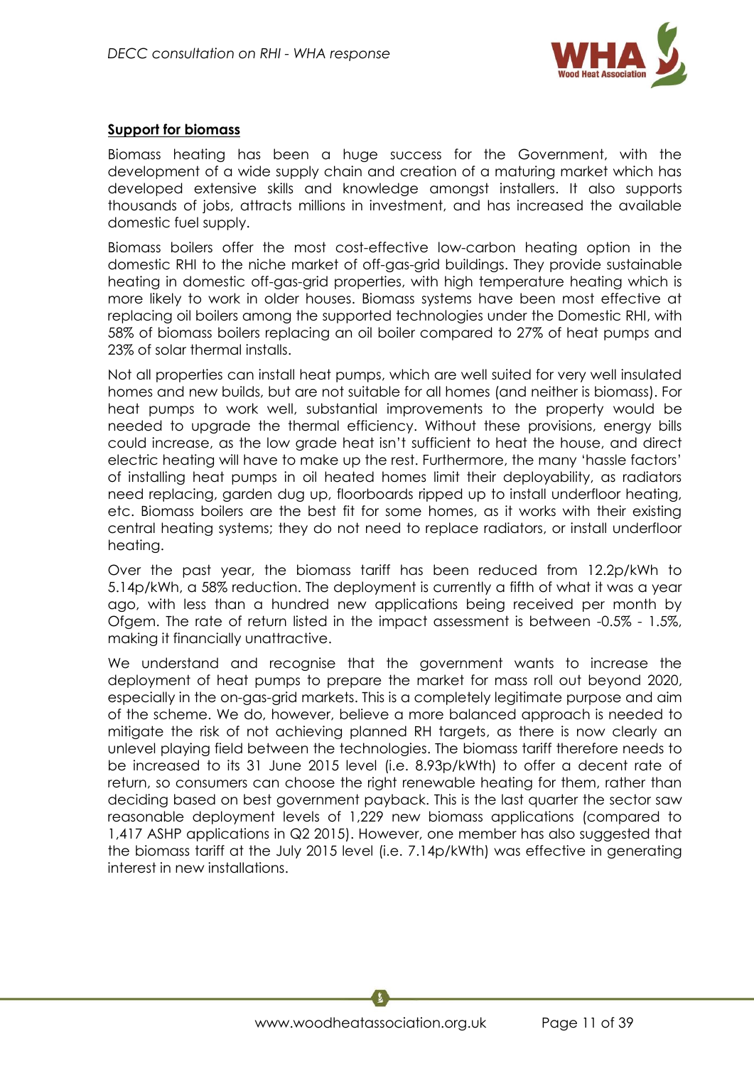**Support for biomass**

Biomass heating has been a huge success for the Government, with the development of a wide supply chain and creation of a maturing market which has developed extensive skills and knowledge amongst installers. It also supports thousands of jobs, attracts millions in investment, and has increased the available domestic fuel supply.

Biomass boilers offer the most cost-effective low-carbon heating option in the domestic RHI to the niche market of off-gas-grid buildings. They provide sustainable heating in domestic off-gas-grid properties, with high temperature heating which is more likely to work in older houses. Biomass systems have been most effective at replacing oil boilers among the supported technologies under the Domestic RHI, with 58% of biomass boilers replacing an oil boiler compared to 27% of heat pumps and 23% of solar thermal installs.

Not all properties can install heat pumps, which are well suited for very well insulated homes and new builds, but are not suitable for all homes (and neither is biomass). For heat pumps to work well, substantial improvements to the property would be needed to upgrade the thermal efficiency. Without these provisions, energy bills could increase, as the low grade heat isn't sufficient to heat the house, and direct electric heating will have to make up the rest. Furthermore, the many 'hassle factors' of installing heat pumps in oil heated homes limit their deployability, as radiators need replacing, garden dug up, floorboards ripped up to install underfloor heating, etc. Biomass boilers are the best fit for some homes, as it works with their existing central heating systems; they do not need to replace radiators, or install underfloor heating.

Over the past year, the biomass tariff has been reduced from 12.2p/kWh to 5.14p/kWh, a 58% reduction. The deployment is currently a fifth of what it was a year ago, with less than a hundred new applications being received per month by Ofgem. The rate of return listed in the impact assessment is between -0.5% - 1.5%, making it financially unattractive.

We understand and recognise that the government wants to increase the deployment of heat pumps to prepare the market for mass roll out beyond 2020, especially in the on-gas-grid markets. This is a completely legitimate purpose and aim of the scheme. We do, however, believe a more balanced approach is needed to mitigate the risk of not achieving planned RH targets, as there is now clearly an unlevel playing field between the technologies. The biomass tariff therefore needs to be increased to its 31 June 2015 level (i.e. 8.93p/kWth) to offer a decent rate of return, so consumers can choose the right renewable heating for them, rather than deciding based on best government payback. This is the last quarter the sector saw reasonable deployment levels of 1,229 new biomass applications (compared to 1,417 ASHP applications in Q2 2015). However, one member has also suggested that the biomass tariff at the July 2015 level (i.e. 7.14p/kWth) was effective in generating interest in new installations.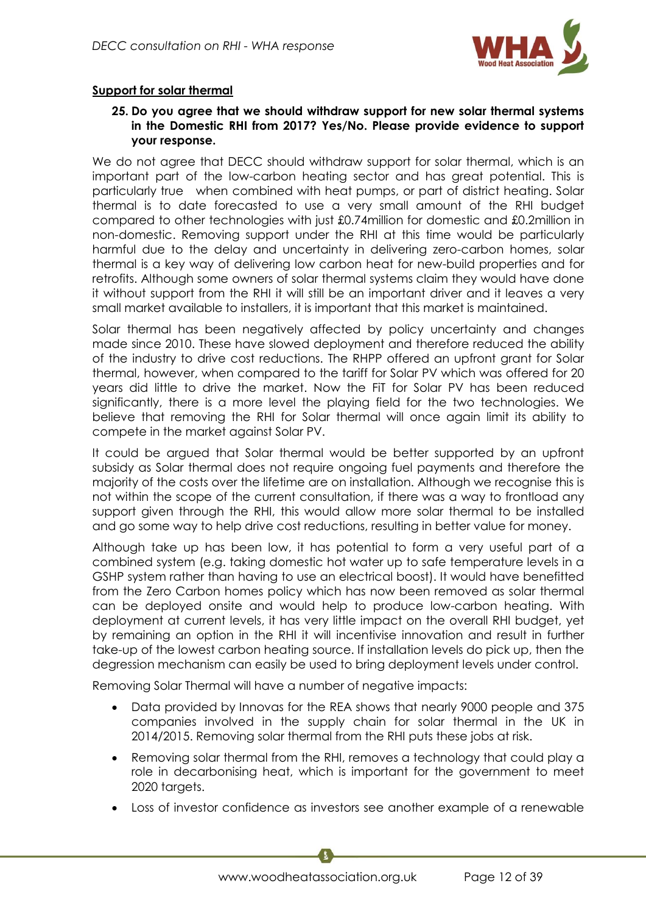**Support for solar thermal**

**25. Do you agree that we should withdraw support for new solar thermal systems in the Domestic RHI from 2017? Yes/No. Please provide evidence to support your response.**

We do not agree that DECC should withdraw support for solar thermal, which is an important part of the low-carbon heating sector and has great potential. This is particularly true when combined with heat pumps, or part of district heating. Solar thermal is to date forecasted to use a very small amount of the RHI budget compared to other technologies with just £0.74million for domestic and £0.2million in non-domestic. Removing support under the RHI at this time would be particularly harmful due to the delay and uncertainty in delivering zero-carbon homes, solar thermal is a key way of delivering low carbon heat for new-build properties and for retrofits. Although some owners of solar thermal systems claim they would have done it without support from the RHI it will still be an important driver and it leaves a very small market available to installers, it is important that this market is maintained.

Solar thermal has been negatively affected by policy uncertainty and changes made since 2010. These have slowed deployment and therefore reduced the ability of the industry to drive cost reductions. The RHPP offered an upfront grant for Solar thermal, however, when compared to the tariff for Solar PV which was offered for 20 years did little to drive the market. Now the FiT for Solar PV has been reduced significantly, there is a more level the playing field for the two technologies. We believe that removing the RHI for Solar thermal will once again limit its ability to compete in the market against Solar PV.

It could be argued that Solar thermal would be better supported by an upfront subsidy as Solar thermal does not require ongoing fuel payments and therefore the majority of the costs over the lifetime are on installation. Although we recognise this is not within the scope of the current consultation, if there was a way to frontload any support given through the RHI, this would allow more solar thermal to be installed and go some way to help drive cost reductions, resulting in better value for money.

Although take up has been low, it has potential to form a very useful part of a combined system (e.g. taking domestic hot water up to safe temperature levels in a GSHP system rather than having to use an electrical boost). It would have benefitted from the Zero Carbon homes policy which has now been removed as solar thermal can be deployed onsite and would help to produce low-carbon heating. With deployment at current levels, it has very little impact on the overall RHI budget, yet by remaining an option in the RHI it will incentivise innovation and result in further take-up of the lowest carbon heating source. If installation levels do pick up, then the degression mechanism can easily be used to bring deployment levels under control.

Removing Solar Thermal will have a number of negative impacts:

- Data provided by Innovas for the REA shows that nearly 9000 people and 375 companies involved in the supply chain for solar thermal in the UK in 2014/2015. Removing solar thermal from the RHI puts these jobs at risk.
- Removing solar thermal from the RHI, removes a technology that could play a role in decarbonising heat, which is important for the government to meet 2020 targets.
- Loss of investor confidence as investors see another example of a renewable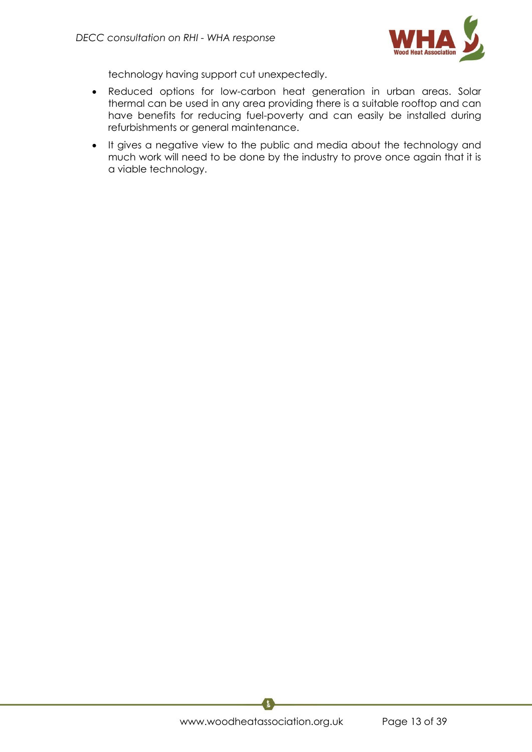technology having support cut unexpectedly.

- Reduced options for low-carbon heat generation in urban areas. Solar thermal can be used in any area providing there is a suitable rooftop and can have benefits for reducing fuel-poverty and can easily be installed during refurbishments or general maintenance.
- It gives a negative view to the public and media about the technology and much work will need to be done by the industry to prove once again that it is a viable technology.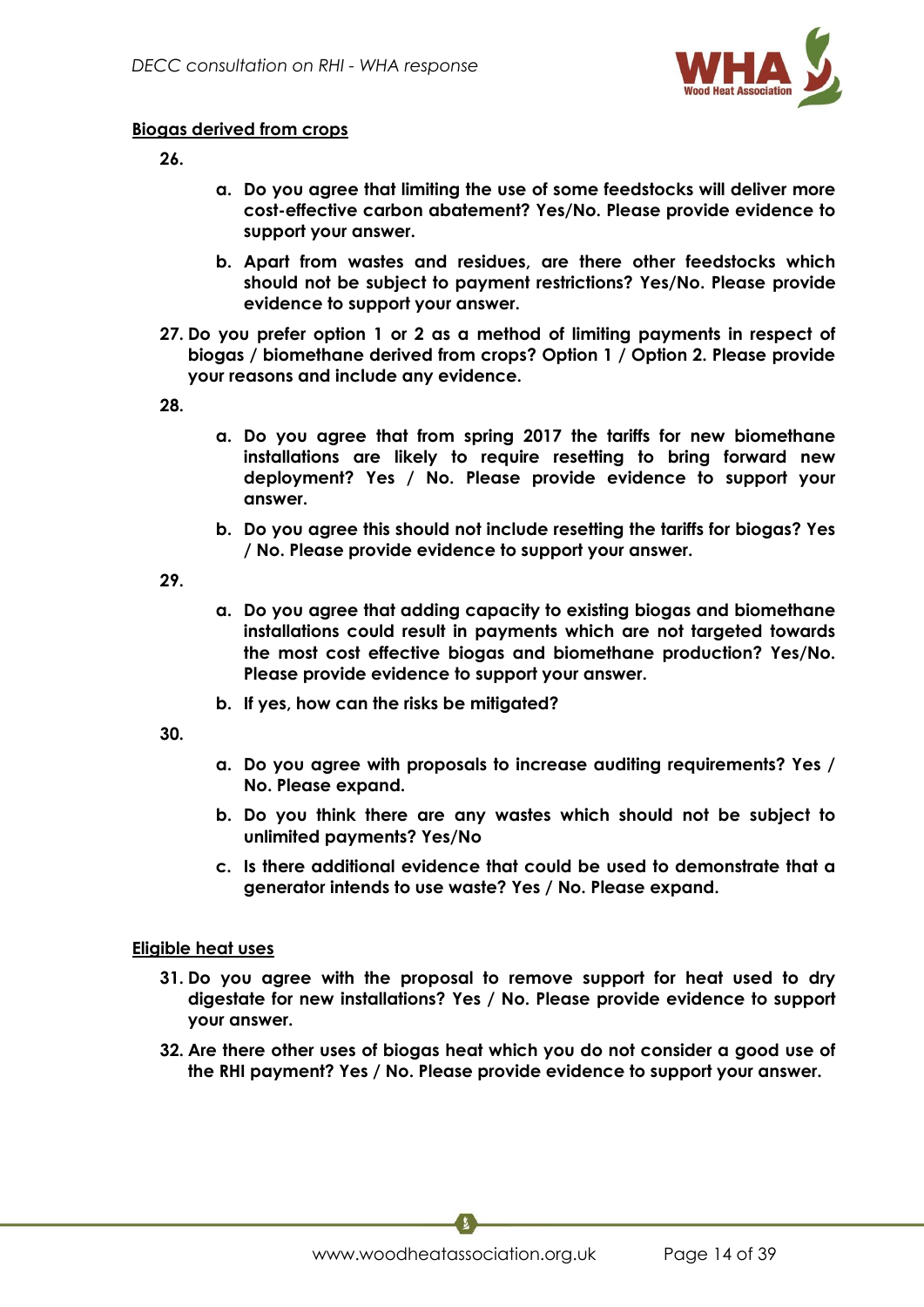**<u>Biogas derived from crops</u>**

**26.**

- **a. Do you agree that limiting the use of some feedstocks will deliver more cost-effective carbon abatement? Yes/No. Please provide evidence to support your answer.**
- **b. Apart from wastes and residues, are there other feedstocks which should not be subject to payment restrictions? Yes/No. Please provide evidence to support your answer.**

**27. Do you prefer option 1 or 2 as a method of limiting payments in respect of biogas / biomethane derived from crops? Option 1 / Option 2. Please provide your reasons and include any evidence.**

**28.**

- **a. Do you agree that from spring 2017 the tariffs for new biomethane installations are likely to require resetting to bring forward new deployment? Yes / No. Please provide evidence to support your answer.**
- **b. Do you agree this should not include resetting the tariffs for biogas? Yes / No. Please provide evidence to support your answer.**

**29.**

- **a. Do you agree that adding capacity to existing biogas and biomethane installations could result in payments which are not targeted towards the most cost effective biogas and biomethane production? Yes/No. Please provide evidence to support your answer.**
- **b. If yes, how can the risks be mitigated?**

**30.**

- **a. Do you agree with proposals to increase auditing requirements? Yes / No. Please expand.**
- **b. Do you think there are any wastes which should not be subject to unlimited payments? Yes/No**
- **c. Is there additional evidence that could be used to demonstrate that a generator intends to use waste? Yes / No. Please expand.**

**<u>Eligible heat uses</u>**

**31. Do you agree with the proposal to remove support for heat used to dry digestate for new installations? Yes / No. Please provide evidence to support your answer.**

**32. Are there other uses of biogas heat which you do not consider a good use of the RHI payment? Yes / No. Please provide evidence to support your answer.**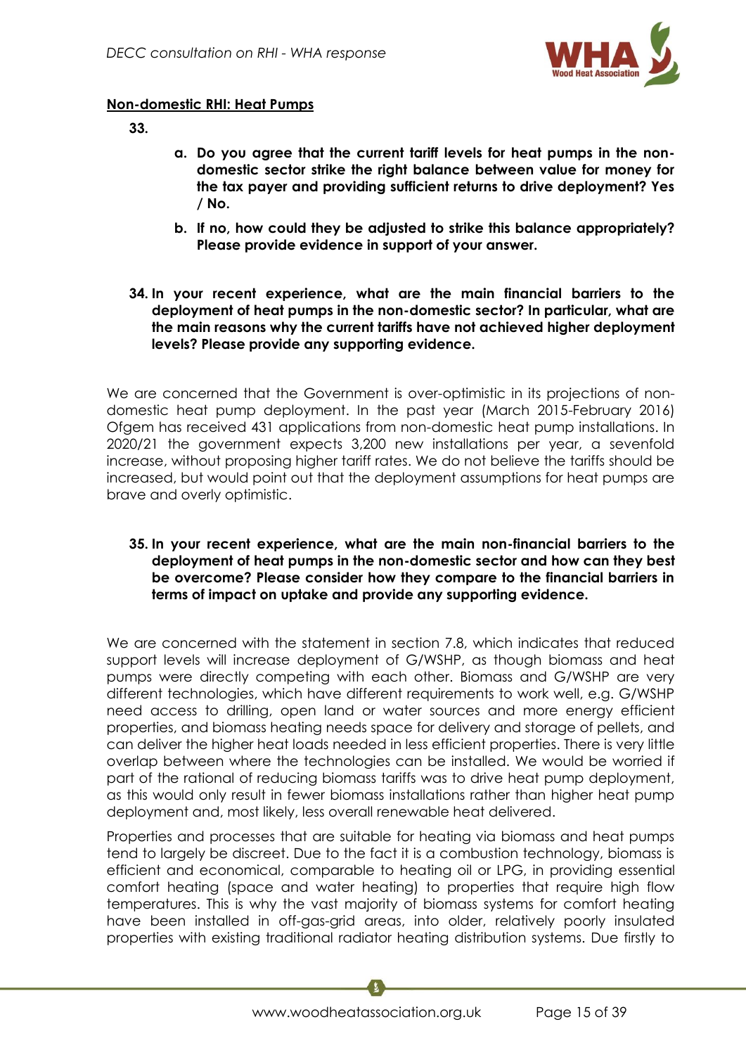**Non-domestic RHI: Heat Pumps**

**33.**

**a. Do you agree that the current tariff levels for heat pumps in the non-domestic sector strike the right balance between value for money for the tax payer and providing sufficient returns to drive deployment? Yes / No.**

**b. If no, how could they be adjusted to strike this balance appropriately? Please provide evidence in support of your answer.**

**34. In your recent experience, what are the main financial barriers to the deployment of heat pumps in the non-domestic sector? In particular, what are the main reasons why the current tariffs have not achieved higher deployment levels? Please provide any supporting evidence.**

We are concerned that the Government is over-optimistic in its projections of non-domestic heat pump deployment. In the past year (March 2015-February 2016) Ofgem has received 431 applications from non-domestic heat pump installations. In 2020/21 the government expects 3,200 new installations per year, a sevenfold increase, without proposing higher tariff rates. We do not believe the tariffs should be increased, but would point out that the deployment assumptions for heat pumps are brave and overly optimistic.

**35. In your recent experience, what are the main non-financial barriers to the deployment of heat pumps in the non-domestic sector and how can they best be overcome? Please consider how they compare to the financial barriers in terms of impact on uptake and provide any supporting evidence.**

We are concerned with the statement in section 7.8, which indicates that reduced support levels will increase deployment of G/WSHP, as though biomass and heat pumps were directly competing with each other. Biomass and G/WSHP are very different technologies, which have different requirements to work well, e.g. G/WSHP need access to drilling, open land or water sources and more energy efficient properties, and biomass heating needs space for delivery and storage of pellets, and can deliver the higher heat loads needed in less efficient properties. There is very little overlap between where the technologies can be installed. We would be worried if part of the rational of reducing biomass tariffs was to drive heat pump deployment, as this would only result in fewer biomass installations rather than higher heat pump deployment and, most likely, less overall renewable heat delivered.

Properties and processes that are suitable for heating via biomass and heat pumps tend to largely be discreet. Due to the fact it is a combustion technology, biomass is efficient and economical, comparable to heating oil or LPG, in providing essential comfort heating (space and water heating) to properties that require high flow temperatures. This is why the vast majority of biomass systems for comfort heating have been installed in off-gas-grid areas, into older, relatively poorly insulated properties with existing traditional radiator heating distribution systems. Due firstly to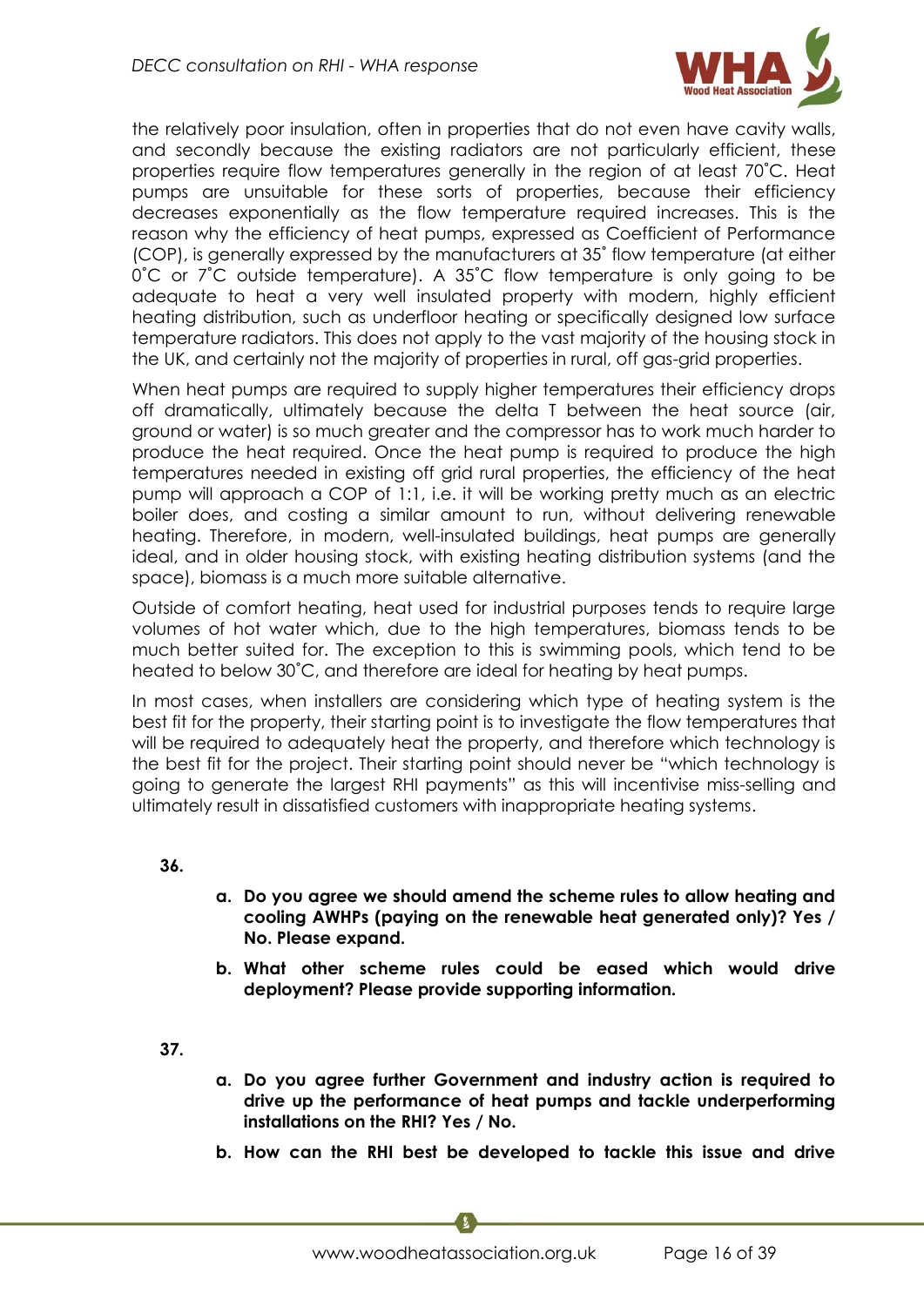the relatively poor insulation, often in properties that do not even have cavity walls, and secondly because the existing radiators are not particularly efficient, these properties require flow temperatures generally in the region of at least 70˚C. Heat pumps are unsuitable for these sorts of properties, because their efficiency decreases exponentially as the flow temperature required increases. This is the reason why the efficiency of heat pumps, expressed as Coefficient of Performance (COP), is generally expressed by the manufacturers at 35˚ flow temperature (at either 0˚C or 7˚C outside temperature). A 35˚C flow temperature is only going to be adequate to heat a very well insulated property with modern, highly efficient heating distribution, such as underfloor heating or specifically designed low surface temperature radiators. This does not apply to the vast majority of the housing stock in the UK, and certainly not the majority of properties in rural, off gas-grid properties.

When heat pumps are required to supply higher temperatures their efficiency drops off dramatically, ultimately because the delta T between the heat source (air, ground or water) is so much greater and the compressor has to work much harder to produce the heat required. Once the heat pump is required to produce the high temperatures needed in existing off grid rural properties, the efficiency of the heat pump will approach a COP of 1:1, i.e. it will be working pretty much as an electric boiler does, and costing a similar amount to run, without delivering renewable heating. Therefore, in modern, well-insulated buildings, heat pumps are generally ideal, and in older housing stock, with existing heating distribution systems (and the space), biomass is a much more suitable alternative.

Outside of comfort heating, heat used for industrial purposes tends to require large volumes of hot water which, due to the high temperatures, biomass tends to be much better suited for. The exception to this is swimming pools, which tend to be heated to below 30˚C, and therefore are ideal for heating by heat pumps.

In most cases, when installers are considering which type of heating system is the best fit for the property, their starting point is to investigate the flow temperatures that will be required to adequately heat the property, and therefore which technology is the best fit for the project. Their starting point should never be "which technology is going to generate the largest RHI payments" as this will incentivise miss-selling and ultimately result in dissatisfied customers with inappropriate heating systems.

**36.**

- **a. Do you agree we should amend the scheme rules to allow heating and cooling AWHPs (paying on the renewable heat generated only)? Yes / No. Please expand.**
- **b. What other scheme rules could be eased which would drive deployment? Please provide supporting information.**

**37.**

- **a. Do you agree further Government and industry action is required to drive up the performance of heat pumps and tackle underperforming installations on the RHI? Yes / No.**
- **b. How can the RHI best be developed to tackle this issue and drive**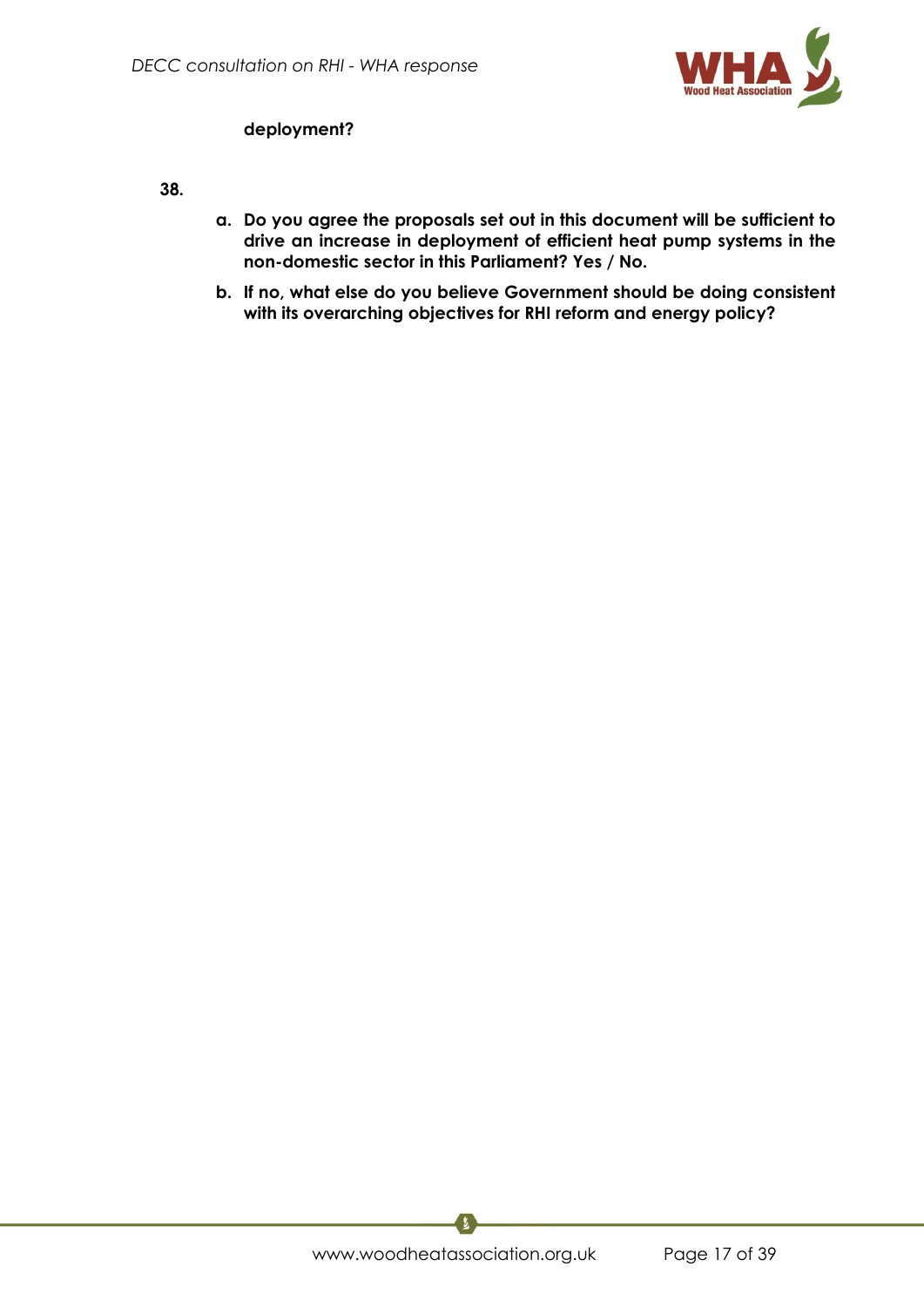**deployment?**

**38.**

a. **Do you agree the proposals set out in this document will be sufficient to drive an increase in deployment of efficient heat pump systems in the non-domestic sector in this Parliament? Yes / No.**

b. **If no, what else do you believe Government should be doing consistent with its overarching objectives for RHI reform and energy policy?**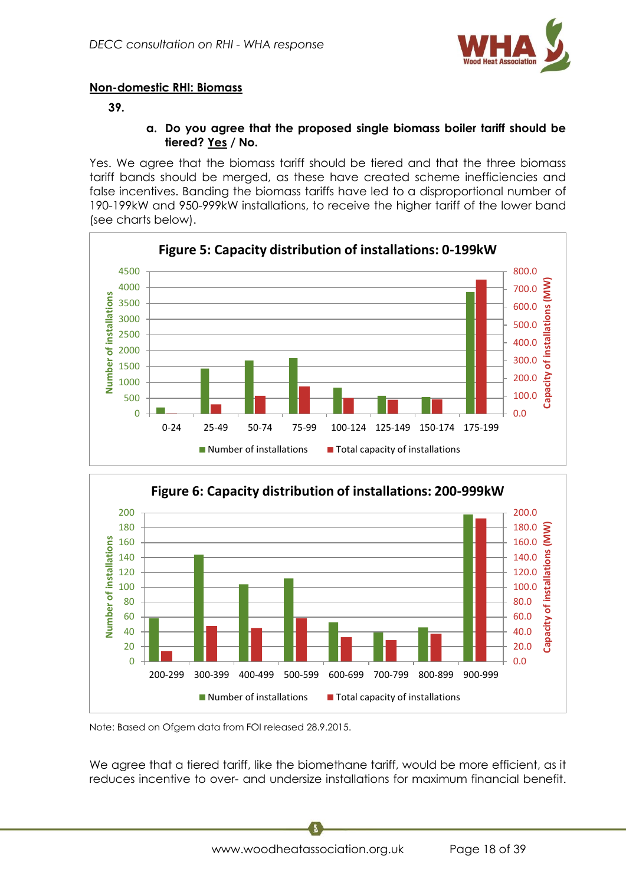## Non-domestic RHI: Biomass

**39.**

**a. Do you agree that the proposed single biomass boiler tariff should be tiered? Yes / No.**

Yes. We agree that the biomass tariff should be tiered and that the three biomass tariff bands should be merged, as these have created scheme inefficiencies and false incentives. Banding the biomass tariffs have led to a disproportional number of 190-199kW and 950-999kW installations, to receive the higher tariff of the lower band (see charts below).

**Figure 5: Capacity distribution of installations: 0-199kW**

**Figure 6: Capacity distribution of installations: 200-999kW**

Note: Based on Ofgem data from FOI released 28.9.2015.

We agree that a tiered tariff, like the biomethane tariff, would be more efficient, as it reduces incentive to over- and undersize installations for maximum financial benefit.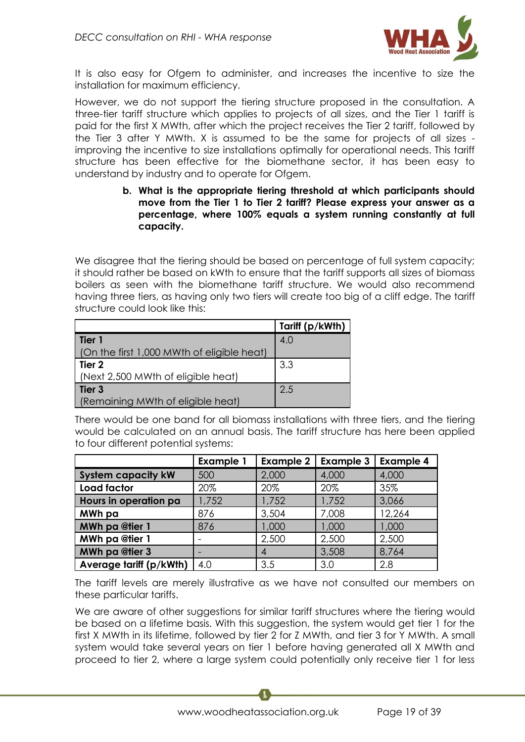It is also easy for Ofgem to administer, and increases the incentive to size the installation for maximum efficiency.

However, we do not support the tiering structure proposed in the consultation. A three-tier tariff structure which applies to projects of all sizes, and the Tier 1 tariff is paid for the first X MWth, after which the project receives the Tier 2 tariff, followed by the Tier 3 after Y MWth. X is assumed to be the same for projects of all sizes - improving the incentive to size installations optimally for operational needs. This tariff structure has been effective for the biomethane sector, it has been easy to understand by industry and to operate for Ofgem.

> **b. What is the appropriate tiering threshold at which participants should move from the Tier 1 to Tier 2 tariff? Please express your answer as a percentage, where 100% equals a system running constantly at full capacity.**

We disagree that the tiering should be based on percentage of full system capacity; it should rather be based on kWth to ensure that the tariff supports all sizes of biomass boilers as seen with the biomethane tariff structure. We would also recommend having three tiers, as having only two tiers will create too big of a cliff edge. The tariff structure could look like this:

| | Tariff (p/kWth) |
|---|---|
| **Tier 1**<br>(On the first 1,000 MWth of eligible heat) | 4.0 |
| **Tier 2**<br>(Next 2,500 MWth of eligible heat) | 3.3 |
| **Tier 3**<br>(Remaining MWth of eligible heat) | 2.5 |

There would be one band for all biomass installations with three tiers, and the tiering would be calculated on an annual basis. The tariff structure has here been applied to four different potential systems:

| | Example 1 | Example 2 | Example 3 | Example 4 |
|---|---|---|---|---|
| **System capacity kW** | 500 | 2,000 | 4,000 | 4,000 |
| **Load factor** | 20% | 20% | 20% | 35% |
| **Hours in operation pa** | 1,752 | 1,752 | 1,752 | 3,066 |
| **MWh pa** | 876 | 3,504 | 7,008 | 12,264 |
| **MWh pa @tier 1** | 876 | 1,000 | 1,000 | 1,000 |
| **MWh pa @tier 1** | - | 2,500 | 2,500 | 2,500 |
| **MWh pa @tier 3** | - | 4 | 3,508 | 8,764 |
| **Average tariff (p/kWth)** | 4.0 | 3.5 | 3.0 | 2.8 |

The tariff levels are merely illustrative as we have not consulted our members on these particular tariffs.

We are aware of other suggestions for similar tariff structures where the tiering would be based on a lifetime basis. With this suggestion, the system would get tier 1 for the first X MWth in its lifetime, followed by tier 2 for Z MWth, and tier 3 for Y MWth. A small system would take several years on tier 1 before having generated all X MWth and proceed to tier 2, where a large system could potentially only receive tier 1 for less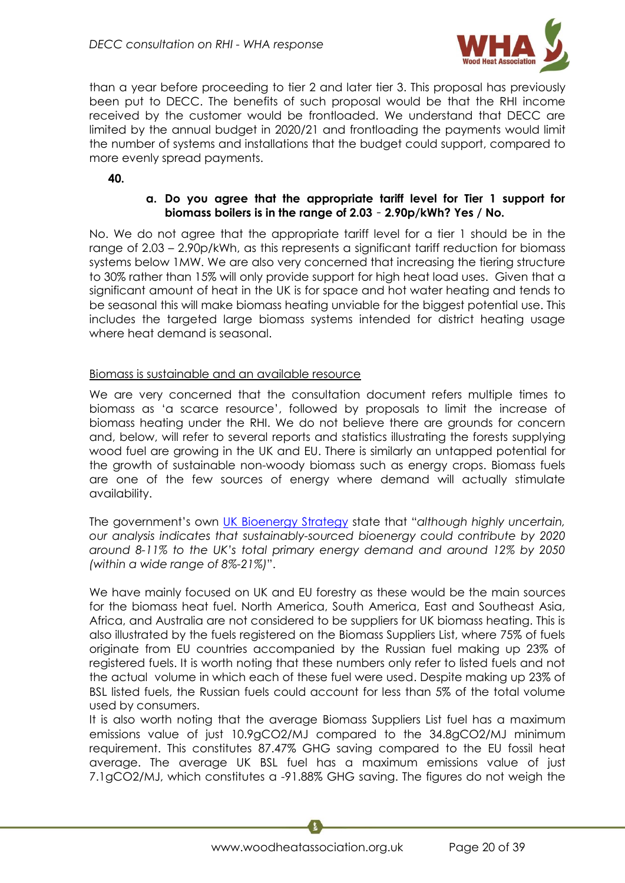than a year before proceeding to tier 2 and later tier 3. This proposal has previously been put to DECC. The benefits of such proposal would be that the RHI income received by the customer would be frontloaded. We understand that DECC are limited by the annual budget in 2020/21 and frontloading the payments would limit the number of systems and installations that the budget could support, compared to more evenly spread payments.

**40.**

**a. Do you agree that the appropriate tariff level for Tier 1 support for biomass boilers is in the range of 2.03 - 2.90p/kWh? Yes / No.**

No. We do not agree that the appropriate tariff level for a tier 1 should be in the range of 2.03 – 2.90p/kWh, as this represents a significant tariff reduction for biomass systems below 1MW. We are also very concerned that increasing the tiering structure to 30% rather than 15% will only provide support for high heat load uses. Given that a significant amount of heat in the UK is for space and hot water heating and tends to be seasonal this will make biomass heating unviable for the biggest potential use. This includes the targeted large biomass systems intended for district heating usage where heat demand is seasonal.

<u>Biomass is sustainable and an available resource</u>

We are very concerned that the consultation document refers multiple times to biomass as 'a scarce resource', followed by proposals to limit the increase of biomass heating under the RHI. We do not believe there are grounds for concern and, below, will refer to several reports and statistics illustrating the forests supplying wood fuel are growing in the UK and EU. There is similarly an untapped potential for the growth of sustainable non-woody biomass such as energy crops. Biomass fuels are one of the few sources of energy where demand will actually stimulate availability.

The government's own UK Bioenergy Strategy state that "*although highly uncertain, our analysis indicates that sustainably-sourced bioenergy could contribute by 2020 around 8-11% to the UK's total primary energy demand and around 12% by 2050 (within a wide range of 8%-21%)*".

We have mainly focused on UK and EU forestry as these would be the main sources for the biomass heat fuel. North America, South America, East and Southeast Asia, Africa, and Australia are not considered to be suppliers for UK biomass heating. This is also illustrated by the fuels registered on the Biomass Suppliers List, where 75% of fuels originate from EU countries accompanied by the Russian fuel making up 23% of registered fuels. It is worth noting that these numbers only refer to listed fuels and not the actual volume in which each of these fuel were used. Despite making up 23% of BSL listed fuels, the Russian fuels could account for less than 5% of the total volume used by consumers.

It is also worth noting that the average Biomass Suppliers List fuel has a maximum emissions value of just 10.9g$CO_2$/MJ compared to the 34.8g$CO_2$/MJ minimum requirement. This constitutes 87.47% GHG saving compared to the EU fossil heat average. The average UK BSL fuel has a maximum emissions value of just 7.1g$CO_2$/MJ, which constitutes a -91.88% GHG saving. The figures do not weigh the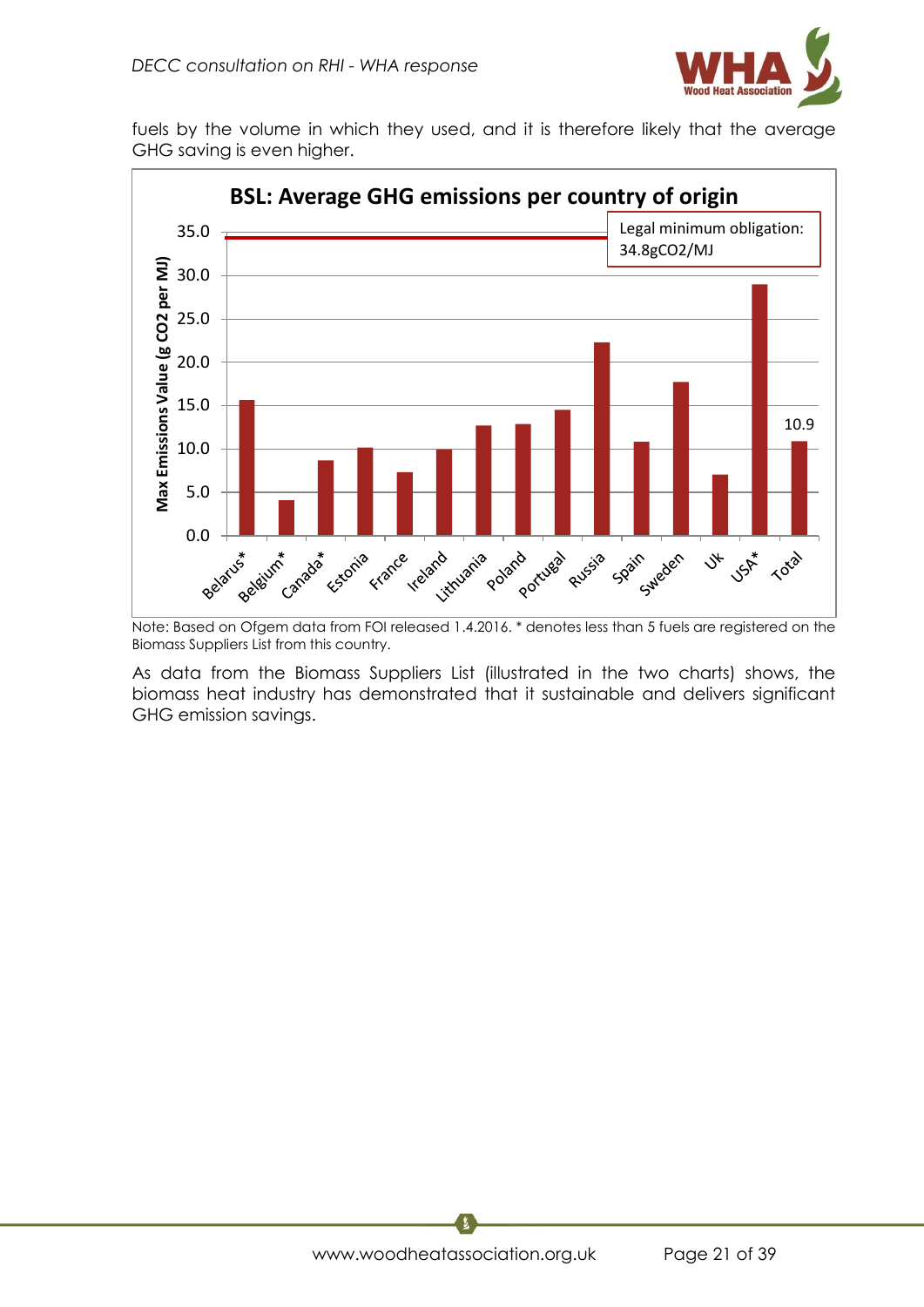fuels by the volume in which they used, and it is therefore likely that the average GHG saving is even higher.

**BSL: Average GHG emissions per country of origin**

Legal minimum obligation: 34.8gCO2/MJ

Max Emissions Value (g CO2 per MJ)

Belarus*, Belgium*, Canada*, Estonia, France, Ireland, Lithuania, Poland, Portugal, Russia, Spain, Sweden, Uk, USA*, Total

10.9

Note: Based on Ofgem data from FOI released 1.4.2016. * denotes less than 5 fuels are registered on the Biomass Suppliers List from this country.

As data from the Biomass Suppliers List (illustrated in the two charts) shows, the biomass heat industry has demonstrated that it sustainable and delivers significant GHG emission savings.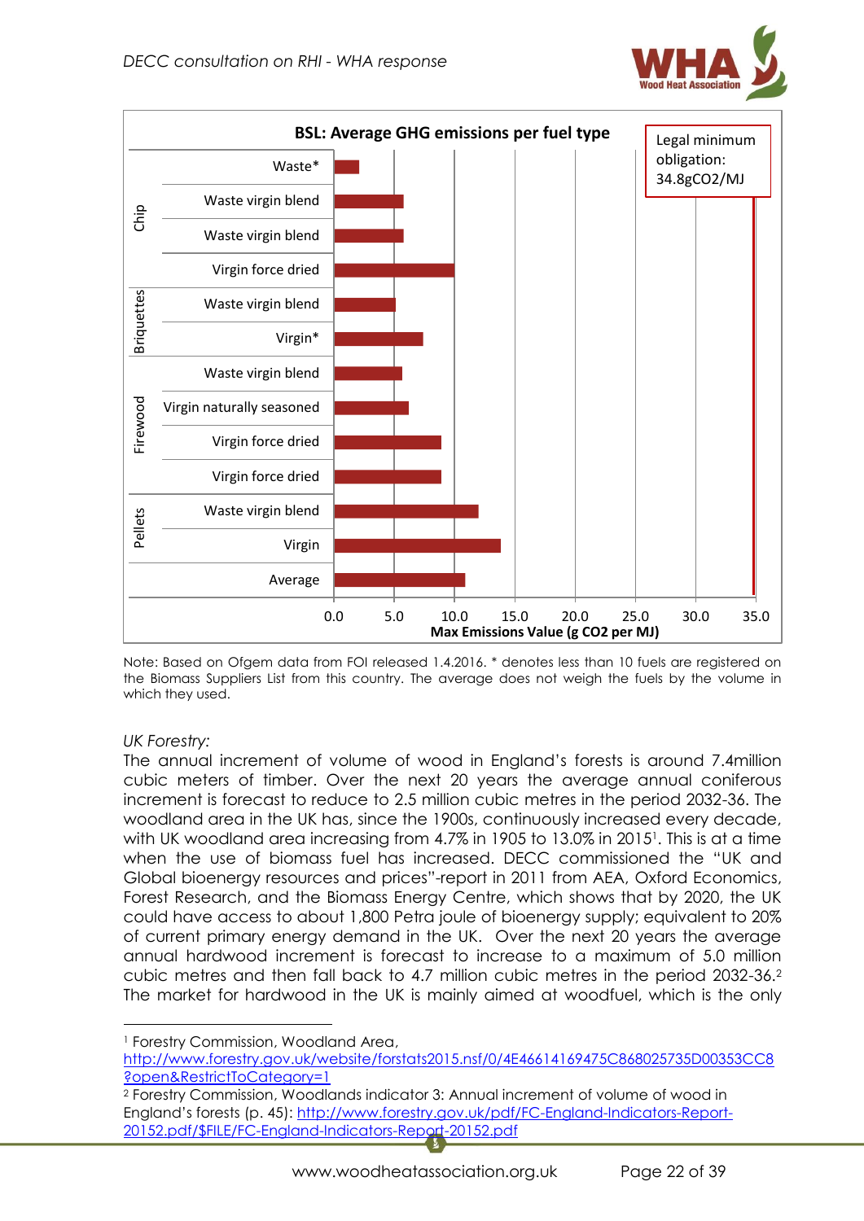**BSL: Average GHG emissions per fuel type**

Legal minimum obligation: 34.8gCO2/MJ

| Fuel type | Category | Max Emissions Value (g CO2 per MJ) |
|---|---|---|
| Chip | Waste* | ~2 |
| Chip | Waste virgin blend | ~5.7 |
| Chip | Waste virgin blend | ~5.7 |
| Chip | Virgin force dried | ~10 |
| Briquettes | Waste virgin blend | ~5.1 |
| Briquettes | Virgin* | ~7.4 |
| Firewood | Waste virgin blend | ~5.6 |
| Firewood | Virgin naturally seasoned | ~6.2 |
| Firewood | Virgin force dried | ~8.9 |
| Firewood | Virgin force dried | ~8.9 |
| Pellets | Waste virgin blend | ~12 |
| Pellets | Virgin | ~13.9 |
| | Average | ~10.9 |

Note: Based on Ofgem data from FOI released 1.4.2016. * denotes less than 10 fuels are registered on the Biomass Suppliers List from this country. The average does not weigh the fuels by the volume in which they used.

*UK Forestry:*

The annual increment of volume of wood in England's forests is around 7.4million cubic meters of timber. Over the next 20 years the average annual coniferous increment is forecast to reduce to the 2.5 million cubic metres in the period 2032-36. The woodland area in the UK has, since the 1900s, continuously increased every decade, with UK woodland area increasing from 4.7% in 1905 to 13.0% in 2015[1]. This is at a time when the use of biomass fuel has increased. DECC commissioned the "UK and Global bioenergy resources and prices"-report in 2011 from AEA, Oxford Economics, Forest Research, and the Biomass Energy Centre, which shows that by 2020, the UK could have access to about 1,800 Petra joule of bioenergy supply; equivalent to 20% of current primary energy demand in the UK. Over the next 20 years the average annual hardwood increment is forecast to increase to a maximum of 5.0 million cubic metres and then fall back to 4.7 million cubic metres in the period 2032-36.[2] The market for hardwood in the UK is mainly aimed at woodfuel, which is the only

[1] Forestry Commission, Woodland Area, http://www.forestry.gov.uk/website/forstats2015.nsf/0/4E46614169475C868025735D00353CC8?open&RestrictToCategory=1

[2] Forestry Commission, Woodlands indicator 3: Annual increment of volume of wood in England's forests (p. 45): http://www.forestry.gov.uk/pdf/FC-England-Indicators-Report-20152.pdf/$FILE/FC-England-Indicators-Report-20152.pdf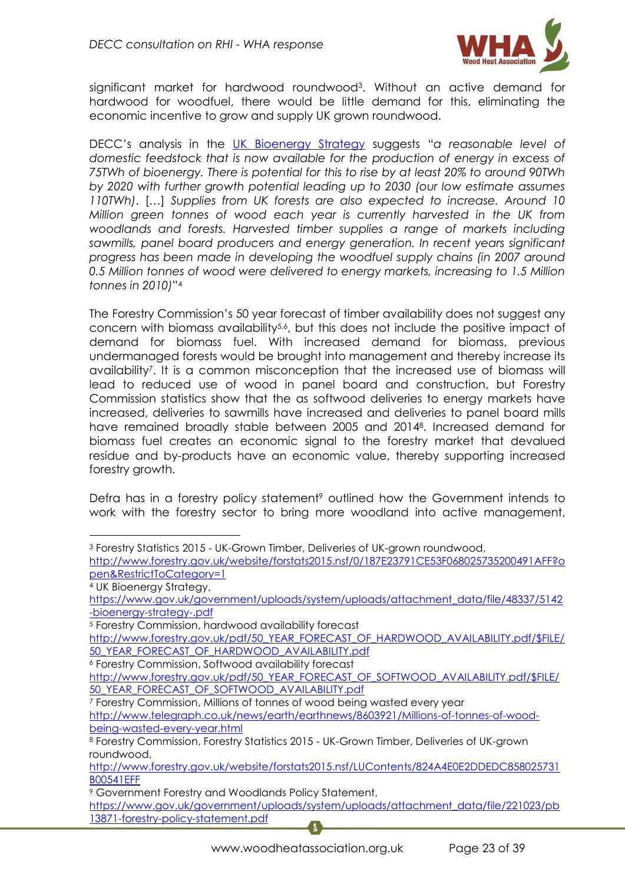significant market for hardwood roundwood[3]. Without an active demand for hardwood for woodfuel, there would be little demand for this, eliminating the economic incentive to grow and supply UK grown roundwood.

DECC's analysis in the [UK Bioenergy Strategy](https://www.gov.uk/government/uploads/system/uploads/attachment_data/file/48337/5142-bioenergy-strategy-.pdf) suggests "*a reasonable level of domestic feedstock that is now available for the production of energy in excess of 75TWh of bioenergy. There is potential for this to rise by at least 20% to around 90TWh by 2020 with further growth potential leading up to 2030 (our low estimate assumes 110TWh)*. […] *Supplies from UK forests are also expected to increase. Around 10 Million green tonnes of wood each year is currently harvested in the UK from woodlands and forests. Harvested timber supplies a range of markets including sawmills, panel board producers and energy generation. In recent years significant progress has been made in developing the woodfuel supply chains (in 2007 around 0.5 Million tonnes of wood were delivered to energy markets, increasing to 1.5 Million tonnes in 2010)*"[4]

The Forestry Commission's 50 year forecast of timber availability does not suggest any concern with biomass availability[5,6], but this does not include the positive impact of demand for biomass fuel. With increased demand for biomass, previous undermanaged forests would be brought into management and thereby increase its availability[7]. It is a common misconception that the increased use of biomass will lead to reduced use of wood in panel board and construction, but Forestry Commission statistics show that the as softwood deliveries to energy markets have increased, deliveries to sawmills have increased and deliveries to panel board mills have remained broadly stable between 2005 and 2014[8]. Increased demand for biomass fuel creates an economic signal to the forestry market that devalued residue and by-products have an economic value, thereby supporting increased forestry growth.

Defra has in a forestry policy statement[9] outlined how the Government intends to work with the forestry sector to bring more woodland into active management,

---

[3] Forestry Statistics 2015 - UK-Grown Timber, Deliveries of UK-grown roundwood, http://www.forestry.gov.uk/website/forstats2015.nsf/0/187E23791CE53F068025735200491AFF?open&RestrictToCategory=1

[4] UK Bioenergy Strategy, https://www.gov.uk/government/uploads/system/uploads/attachment_data/file/48337/5142-bioenergy-strategy-.pdf

[5] Forestry Commission, hardwood availability forecast http://www.forestry.gov.uk/pdf/50_YEAR_FORECAST_OF_HARDWOOD_AVAILABILITY.pdf/$FILE/50_YEAR_FORECAST_OF_HARDWOOD_AVAILABILITY.pdf

[6] Forestry Commission, Softwood availability forecast http://www.forestry.gov.uk/pdf/50_YEAR_FORECAST_OF_SOFTWOOD_AVAILABILITY.pdf/$FILE/50_YEAR_FORECAST_OF_SOFTWOOD_AVAILABILITY.pdf

[7] Forestry Commission, Millions of tonnes of wood being wasted every year http://www.telegraph.co.uk/news/earth/earthnews/8603921/Millions-of-tonnes-of-wood-being-wasted-every-year.html

[8] Forestry Commission, Forestry Statistics 2015 - UK-Grown Timber, Deliveries of UK-grown roundwood, http://www.forestry.gov.uk/website/forstats2015.nsf/LUContents/824A4E0E2DDEDC858025731B00541EFF

[9] Government Forestry and Woodlands Policy Statement, https://www.gov.uk/government/uploads/system/uploads/attachment_data/file/221023/pb13871-forestry-policy-statement.pdf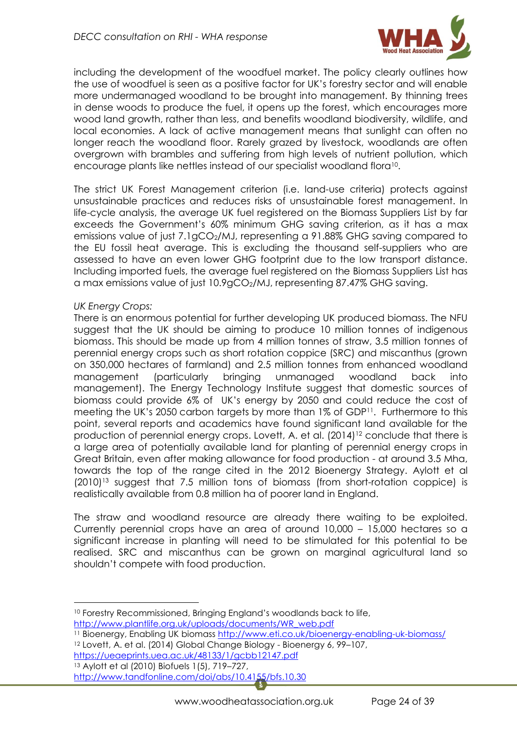including the development of the woodfuel market. The policy clearly outlines how the use of woodfuel is seen as a positive factor for UK's forestry sector and will enable more undermanaged woodland to be brought into management. By thinning trees in dense woods to produce the fuel, it opens up the forest, which encourages more wood land growth, rather than less, and benefits woodland biodiversity, wildlife, and local economies. A lack of active management means that sunlight can often no longer reach the woodland floor. Rarely grazed by livestock, woodlands are often overgrown with brambles and suffering from high levels of nutrient pollution, which encourage plants like nettles instead of our specialist woodland flora[10].

The strict UK Forest Management criterion (i.e. land-use criteria) protects against unsustainable practices and reduces risks of unsustainable forest management. In life-cycle analysis, the average UK fuel registered on the Biomass Suppliers List by far exceeds the Government's 60% minimum GHG saving criterion, as it has a max emissions value of just 7.1g$CO_2$/MJ, representing a 91.88% GHG saving compared to the EU fossil heat average. This is excluding the thousand self-suppliers who are assessed to have an even lower GHG footprint due to the low transport distance. Including imported fuels, the average fuel registered on the Biomass Suppliers List has a max emissions value of just 10.9g$CO_2$/MJ, representing 87.47% GHG saving.

*UK Energy Crops:*

There is an enormous potential for further developing UK produced biomass. The NFU suggest that the UK should be aiming to produce 10 million tonnes of indigenous biomass. This should be made up from 4 million tonnes of straw, 3.5 million tonnes of perennial energy crops such as short rotation coppice (SRC) and miscanthus (grown on 350,000 hectares of farmland) and 2.5 million tonnes from enhanced woodland management (particularly bringing unmanaged woodland back into management). The Energy Technology Institute suggest that domestic sources of biomass could provide 6% of UK's energy by 2050 and could reduce the cost of meeting the UK's 2050 carbon targets by more than 1% of GDP[11]. Furthermore to this point, several reports and academics have found significant land available for the production of perennial energy crops. Lovett, A. et al. (2014)[12] conclude that there is a large area of potentially available land for planting of perennial energy crops in Great Britain, even after making allowance for food production - at around 3.5 Mha, towards the top of the range cited in the 2012 Bioenergy Strategy. Aylott et al (2010)[13] suggest that 7.5 million tons of biomass (from short-rotation coppice) is realistically available from 0.8 million ha of poorer land in England.

The straw and woodland resource are already there waiting to be exploited. Currently perennial crops have an area of around 10,000 – 15,000 hectares so a significant increase in planting will need to be stimulated for this potential to be realised. SRC and miscanthus can be grown on marginal agricultural land so shouldn't compete with food production.

---

[10] Forestry Recommissioned, Bringing England's woodlands back to life, http://www.plantlife.org.uk/uploads/documents/WR_web.pdf

[11] Bioenergy, Enabling UK biomass http://www.eti.co.uk/bioenergy-enabling-uk-biomass/

[12] Lovett, A. et al. (2014) Global Change Biology - Bioenergy 6, 99–107, https://ueaeprints.uea.ac.uk/48133/1/gcbb12147.pdf

[13] Aylott et al (2010) Biofuels 1(5), 719–727, http://www.tandfonline.com/doi/abs/10.4155/bfs.10.30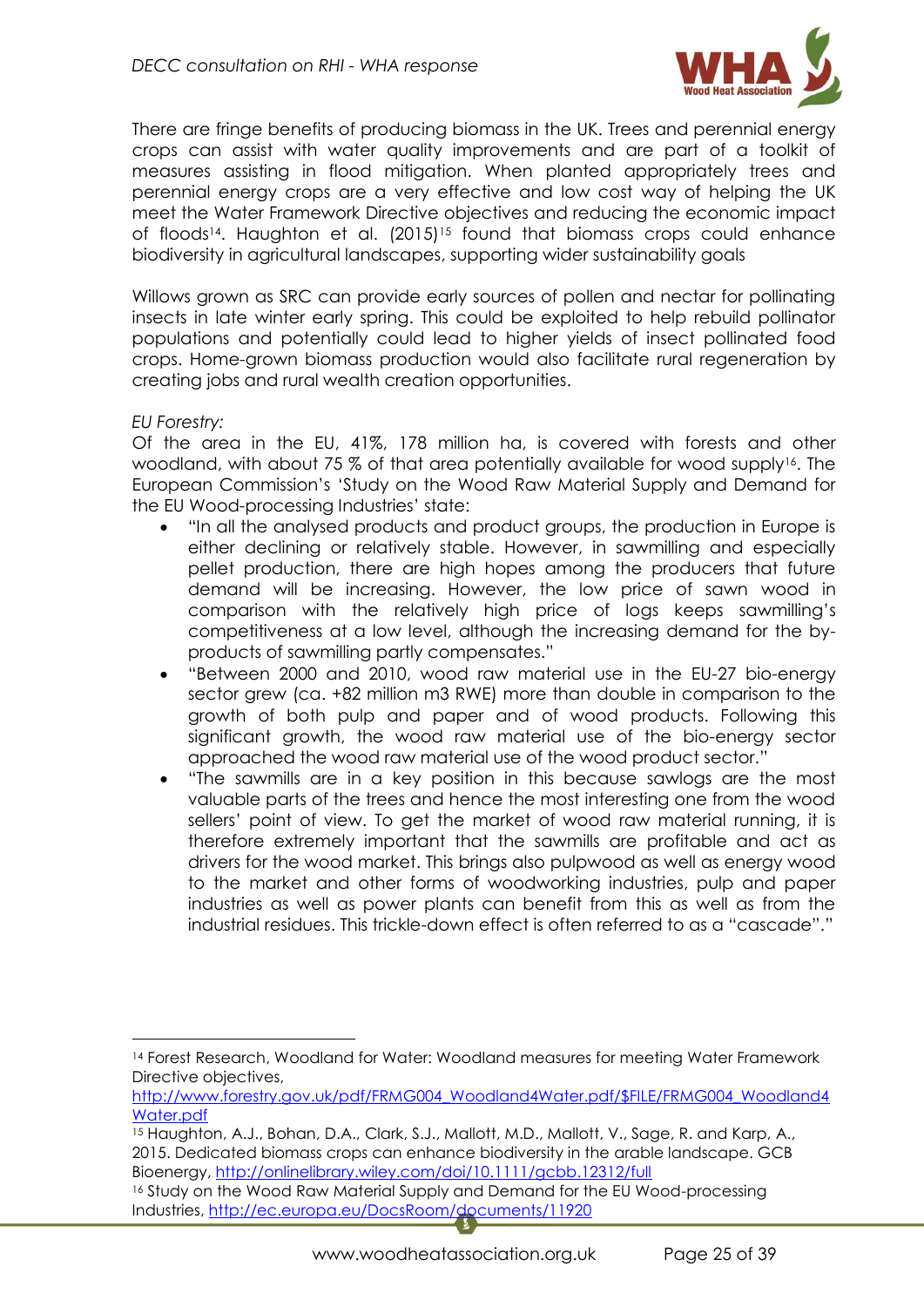There are fringe benefits of producing biomass in the UK. Trees and perennial energy crops can assist with water quality improvements and are part of a toolkit of measures assisting in flood mitigation. When planted appropriately trees and perennial energy crops are a very effective and low cost way of helping the UK meet the Water Framework Directive objectives and reducing the economic impact of floods[14]. Haughton et al. (2015)[15] found that biomass crops could enhance biodiversity in agricultural landscapes, supporting wider sustainability goals

Willows grown as SRC can provide early sources of pollen and nectar for pollinating insects in late winter early spring. This could be exploited to help rebuild pollinator populations and potentially could lead to higher yields of insect pollinated food crops. Home-grown biomass production would also facilitate rural regeneration by creating jobs and rural wealth creation opportunities.

*EU Forestry:*

Of the area in the EU, 41%, 178 million ha, is covered with forests and other woodland, with about 75 % of that area potentially available for wood supply[16]. The European Commission's 'Study on the Wood Raw Material Supply and Demand for the EU Wood-processing Industries' state:

- "In all the analysed products and product groups, the production in Europe is either declining or relatively stable. However, in sawmilling and especially pellet production, there are high hopes among the producers that future demand will be increasing. However, the low price of sawn wood in comparison with the relatively high price of logs keeps sawmilling's competitiveness at a low level, although the increasing demand for the by-products of sawmilling partly compensates."
- "Between 2000 and 2010, wood raw material use in the EU-27 bio-energy sector grew (ca. +82 million m3 RWE) more than double in comparison to the growth of both pulp and paper and of wood products. Following this significant growth, the wood raw material use of the bio-energy sector approached the wood raw material use of the wood product sector."
- "The sawmills are in a key position in this because sawlogs are the most valuable parts of the trees and hence the most interesting one from the wood sellers' point of view. To get the market of wood raw material running, it is therefore extremely important that the sawmills are profitable and act as drivers for the wood market. This brings also pulpwood as well as energy wood to the market and other forms of woodworking industries, pulp and paper industries as well as power plants can benefit from this as well as from the industrial residues. This trickle-down effect is often referred to as a "cascade"."

---

[14] Forest Research, Woodland for Water: Woodland measures for meeting Water Framework Directive objectives, http://www.forestry.gov.uk/pdf/FRMG004_Woodland4Water.pdf/$FILE/FRMG004_Woodland4Water.pdf

[15] Haughton, A.J., Bohan, D.A., Clark, S.J., Mallott, M.D., Mallott, V., Sage, R. and Karp, A., 2015. Dedicated biomass crops can enhance biodiversity in the arable landscape. GCB Bioenergy, http://onlinelibrary.wiley.com/doi/10.1111/gcbb.12312/full

[16] Study on the Wood Raw Material Supply and Demand for the EU Wood-processing Industries, http://ec.europa.eu/DocsRoom/documents/11920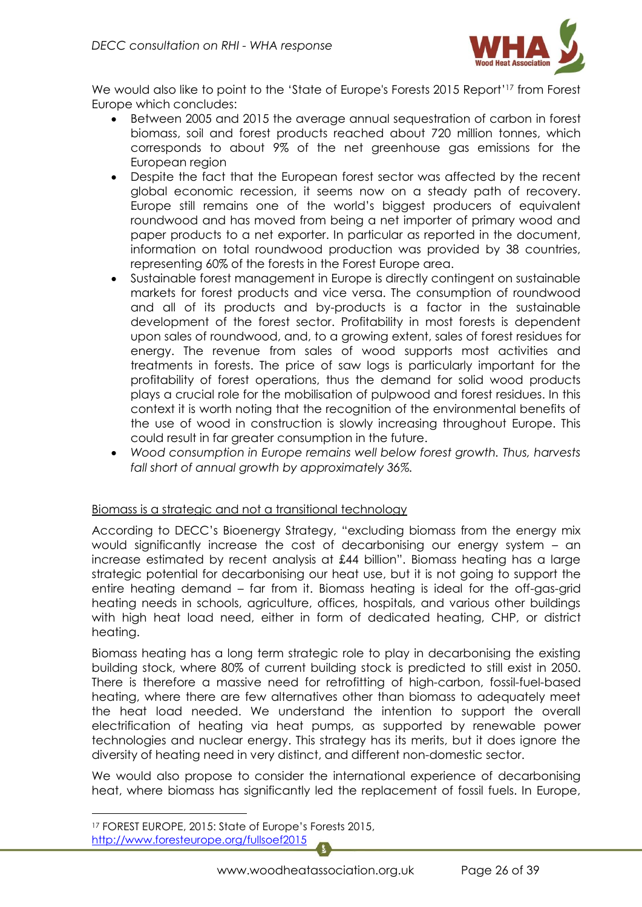We would also like to point to the 'State of Europe's Forests 2015 Report'[17] from Forest Europe which concludes:

- Between 2005 and 2015 the average annual sequestration of carbon in forest biomass, soil and forest products reached about 720 million tonnes, which corresponds to about 9% of the net greenhouse gas emissions for the European region
- Despite the fact that the European forest sector was affected by the recent global economic recession, it seems now on a steady path of recovery. Europe still remains one of the world's biggest producers of equivalent roundwood and has moved from being a net importer of primary wood and paper products to a net exporter. In particular as reported in the document, information on total roundwood production was provided by 38 countries, representing 60% of the forests in the Forest Europe area.
- Sustainable forest management in Europe is directly contingent on sustainable markets for forest products and vice versa. The consumption of roundwood and all of its products and by-products is a factor in the sustainable development of the forest sector. Profitability in most forests is dependent upon sales of roundwood, and, to a growing extent, sales of forest residues for energy. The revenue from sales of wood supports most activities and treatments in forests. The price of saw logs is particularly important for the profitability of forest operations, thus the demand for solid wood products plays a crucial role for the mobilisation of pulpwood and forest residues. In this context it is worth noting that the recognition of the environmental benefits of the use of wood in construction is slowly increasing throughout Europe. This could result in far greater consumption in the future.
- *Wood consumption in Europe remains well below forest growth. Thus, harvests fall short of annual growth by approximately 36%.*

<u>Biomass is a strategic and not a transitional technology</u>

According to DECC's Bioenergy Strategy, "excluding biomass from the energy mix would significantly increase the cost of decarbonising our energy system – an increase estimated by recent analysis at £44 billion". Biomass heating has a large strategic potential for decarbonising our heat use, but it is not going to support the entire heating demand – far from it. Biomass heating is ideal for the off-gas-grid heating needs in schools, agriculture, offices, hospitals, and various other buildings with high heat load need, either in form of dedicated heating, CHP, or district heating.

Biomass heating has a long term strategic role to play in decarbonising the existing building stock, where 80% of current building stock is predicted to still exist in 2050. There is therefore a massive need for retrofitting of high-carbon, fossil-fuel-based heating, where there are few alternatives other than biomass to adequately meet the heat load needed. We understand the intention to support the overall electrification of heating via heat pumps, as supported by renewable power technologies and nuclear energy. This strategy has its merits, but it does ignore the diversity of heating need in very distinct, and different non-domestic sector.

We would also propose to consider the international experience of decarbonising heat, where biomass has significantly led the replacement of fossil fuels. In Europe,

---

[17] FOREST EUROPE, 2015: State of Europe's Forests 2015, http://www.foresteurope.org/fullsoef2015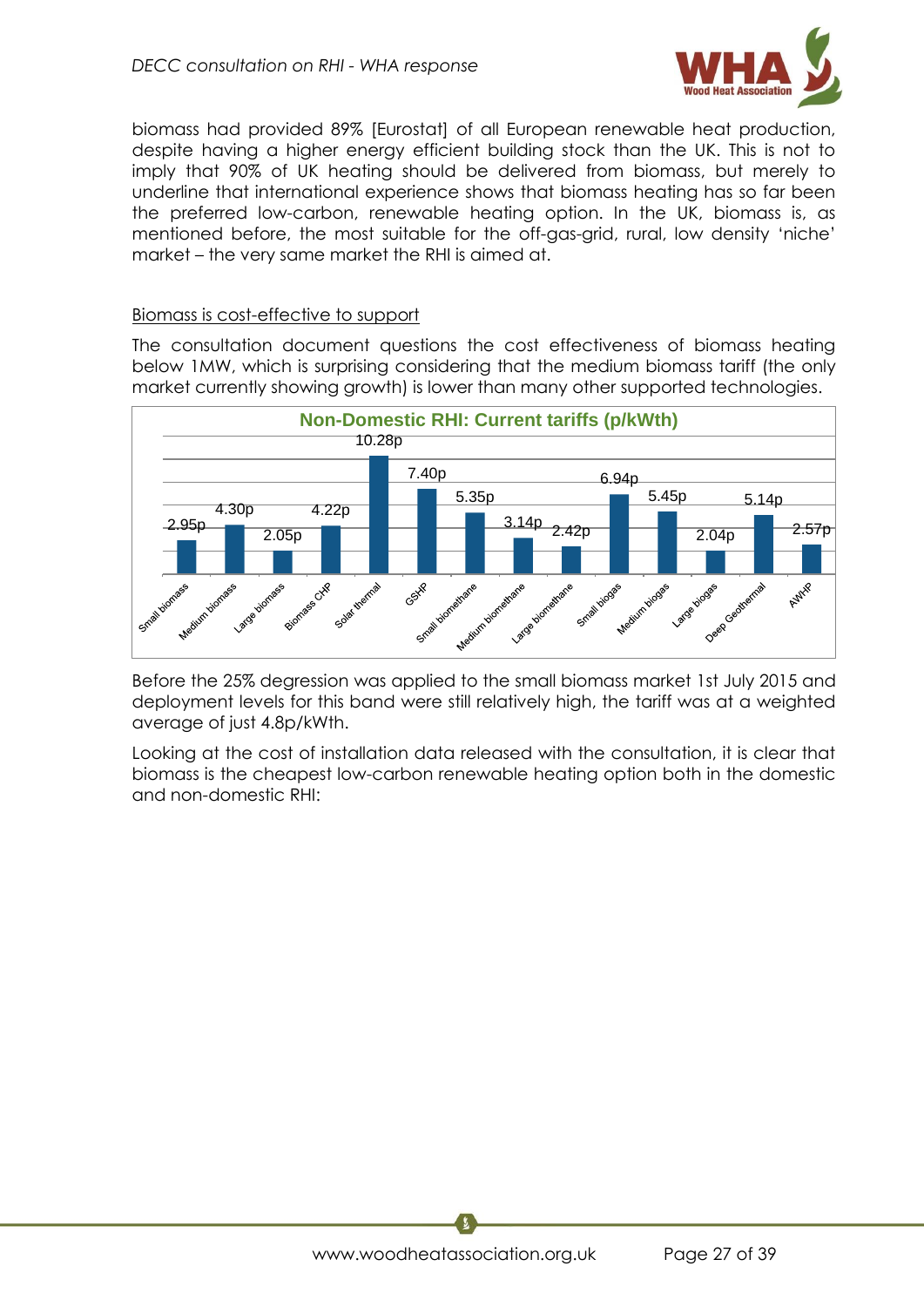biomass had provided 89% [Eurostat] of all European renewable heat production, despite having a higher energy efficient building stock than the UK. This is not to imply that 90% of UK heating should be delivered from biomass, but merely to underline that international experience shows that biomass heating has so far been the preferred low-carbon, renewable heating option. In the UK, biomass is, as mentioned before, the most suitable for the off-gas-grid, rural, low density 'niche' market – the very same market the RHI is aimed at.

Biomass is cost-effective to support

The consultation document questions the cost effectiveness of biomass heating below 1MW, which is surprising considering that the medium biomass tariff (the only market currently showing growth) is lower than many other supported technologies.

**Non-Domestic RHI: Current tariffs (p/kWth)**

| Technology | Tariff |
|---|---|
| Small biomass | 2.95p |
| Medium biomass | 4.30p |
| Large biomass | 2.05p |
| Biomass CHP | 4.22p |
| Solar thermal | 10.28p |
| GSHP | 7.40p |
| Small biomethane | 5.35p |
| Medium biomethane | 3.14p |
| Large biomethane | 2.42p |
| Small biogas | 6.94p |
| Medium biogas | 5.45p |
| Large biogas | 2.04p |
| Deep Geothermal | 5.14p |
| AWHP | 2.57p |

Before the 25% degression was applied to the small biomass market 1st July 2015 and deployment levels for this band were still relatively high, the tariff was at a weighted average of just 4.8p/kWth.

Looking at the cost of installation data released with the consultation, it is clear that biomass is the cheapest low-carbon renewable heating option both in the domestic and non-domestic RHI: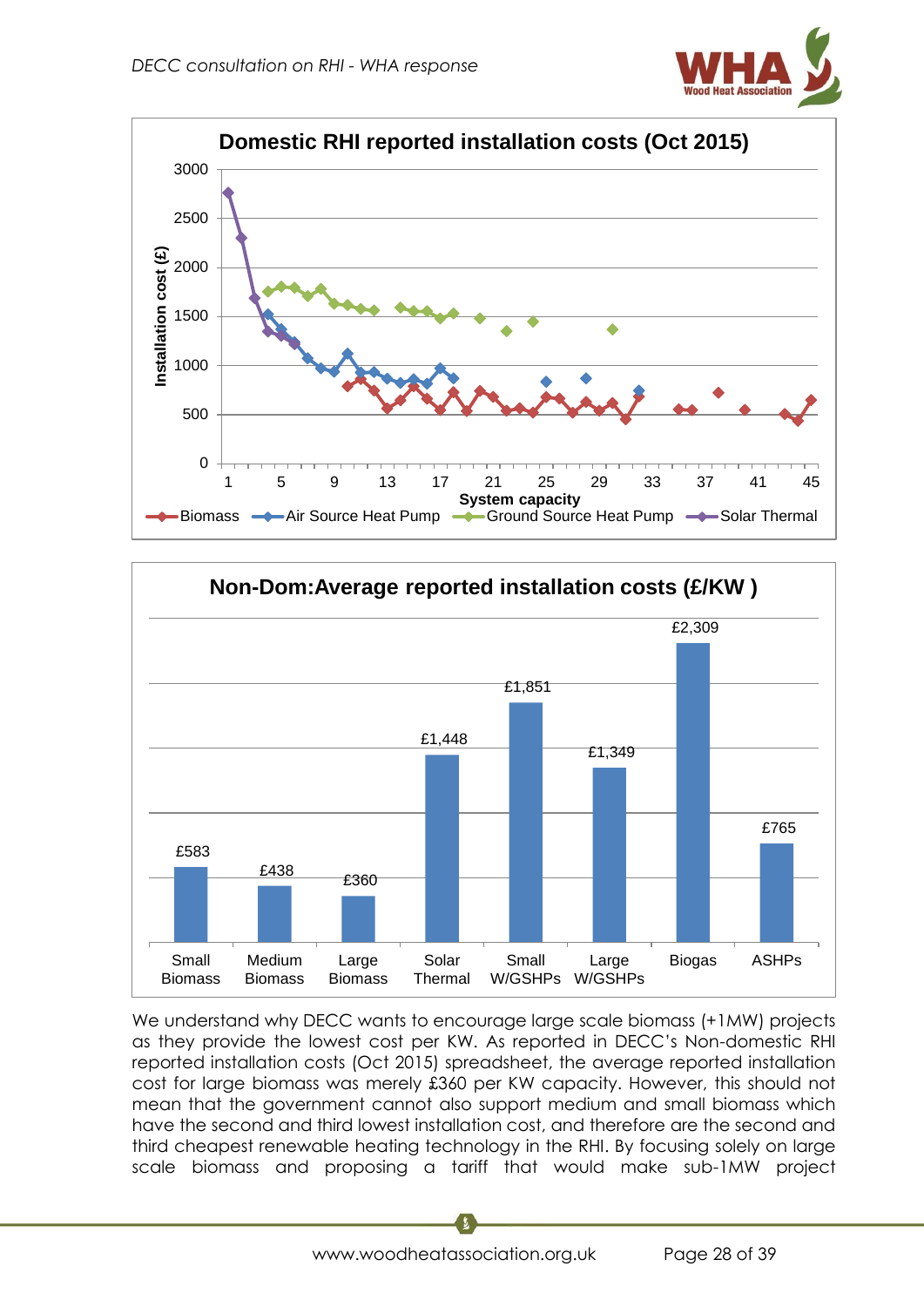**Domestic RHI reported installation costs (Oct 2015)**

**Non-Dom:Average reported installation costs (£/KW )**

| Small Biomass | Medium Biomass | Large Biomass | Solar Thermal | Small W/GSHPs | Large W/GSHPs | Biogas | ASHPs |
|---|---|---|---|---|---|---|---|
| £583 | £438 | £360 | £1,448 | £1,851 | £1,349 | £2,309 | £765 |

We understand why DECC wants to encourage large scale biomass (+1MW) projects as they provide the lowest cost per KW. As reported in DECC's Non-domestic RHI reported installation costs (Oct 2015) spreadsheet, the average reported installation cost for large biomass was merely £360 per KW capacity. However, this should not mean that the government cannot also support medium and small biomass which have the second and third lowest installation cost, and therefore are the second and third cheapest renewable heating technology in the RHI. By focusing solely on large scale biomass and proposing a tariff that would make sub-1MW project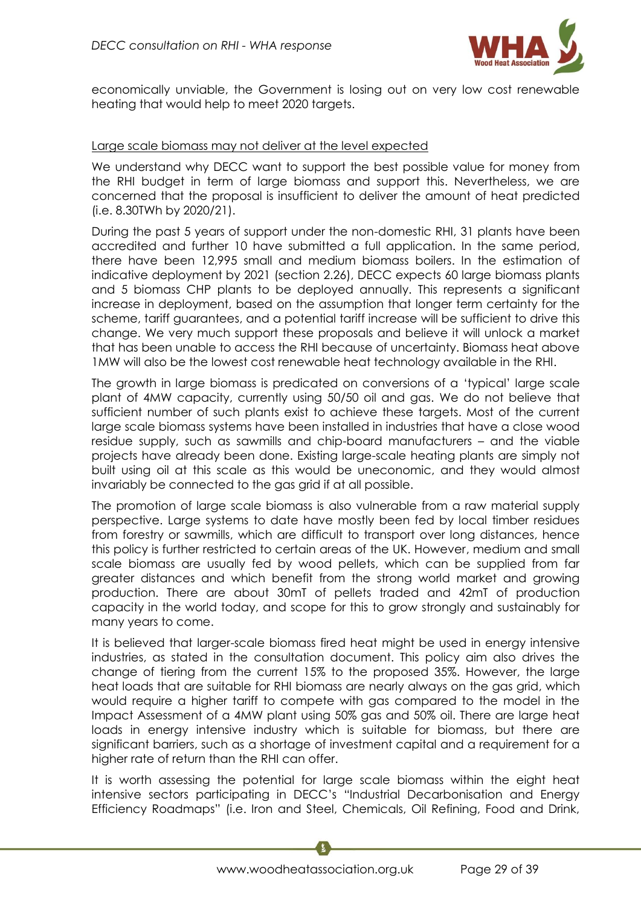economically unviable, the Government is losing out on very low cost renewable heating that would help to meet 2020 targets.

Large scale biomass may not deliver at the level expected

We understand why DECC want to support the best possible value for money from the RHI budget in term of large biomass and support this. Nevertheless, we are concerned that the proposal is insufficient to deliver the amount of heat predicted (i.e. 8.30TWh by 2020/21).

During the past 5 years of support under the non-domestic RHI, 31 plants have been accredited and further 10 have submitted a full application. In the same period, there have been 12,995 small and medium biomass boilers. In the estimation of indicative deployment by 2021 (section 2.26), DECC expects 60 large biomass plants and 5 biomass CHP plants to be deployed annually. This represents a significant increase in deployment, based on the assumption that longer term certainty for the scheme, tariff guarantees, and a potential tariff increase will be sufficient to drive this change. We very much support these proposals and believe it will unlock a market that has been unable to access the RHI because of uncertainty. Biomass heat above 1MW will also be the lowest cost renewable heat technology available in the RHI.

The growth in large biomass is predicated on conversions of a 'typical' large scale plant of 4MW capacity, currently using 50/50 oil and gas. We do not believe that sufficient number of such plants exist to achieve these targets. Most of the current large scale biomass systems have been installed in industries that have a close wood residue supply, such as sawmills and chip-board manufacturers – and the viable projects have already been done. Existing large-scale heating plants are simply not built using oil at this scale as this would be uneconomic, and they would almost invariably be connected to the gas grid if at all possible.

The promotion of large scale biomass is also vulnerable from a raw material supply perspective. Large systems to date have mostly been fed by local timber residues from forestry or sawmills, which are difficult to transport over long distances, hence this policy is further restricted to certain areas of the UK. However, medium and small scale biomass are usually fed by wood pellets, which can be supplied from far greater distances and which benefit from the strong world market and growing production. There are about 30mT of pellets traded and 42mT of production capacity in the world today, and scope for this to grow strongly and sustainably for many years to come.

It is believed that larger-scale biomass fired heat might be used in energy intensive industries, as stated in the consultation document. This policy aim also drives the change of tiering from the current 15% to the proposed 35%. However, the large heat loads that are suitable for RHI biomass are nearly always on the gas grid, which would require a higher tariff to compete with gas compared to the model in the Impact Assessment of a 4MW plant using 50% gas and 50% oil. There are large heat loads in energy intensive industry which is suitable for biomass, but there are significant barriers, such as a shortage of investment capital and a requirement for a higher rate of return than the RHI can offer.

It is worth assessing the potential for large scale biomass within the eight heat intensive sectors participating in DECC's "Industrial Decarbonisation and Energy Efficiency Roadmaps" (i.e. Iron and Steel, Chemicals, Oil Refining, Food and Drink,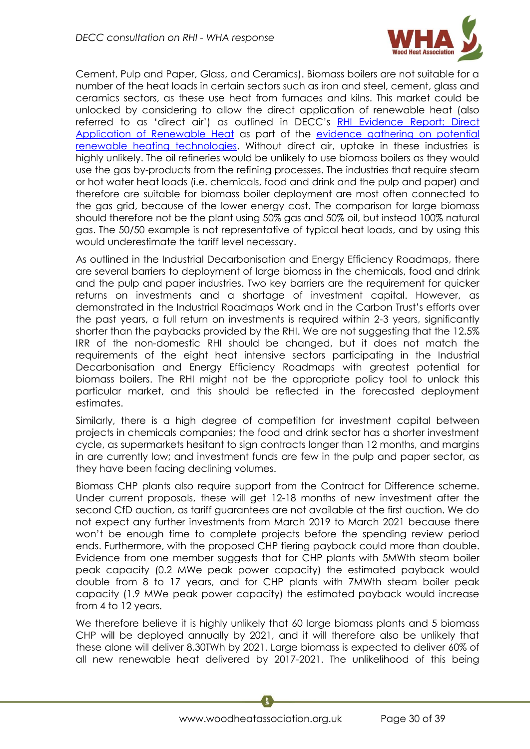Cement, Pulp and Paper, Glass, and Ceramics). Biomass boilers are not suitable for a number of the heat loads in certain sectors such as iron and steel, cement, glass and ceramics sectors, as these use heat from furnaces and kilns. This market could be unlocked by considering to allow the direct application of renewable heat (also referred to as 'direct air') as outlined in DECC's RHI Evidence Report: Direct Application of Renewable Heat as part of the evidence gathering on potential renewable heating technologies. Without direct air, uptake in these industries is highly unlikely. The oil refineries would be unlikely to use biomass boilers as they would use the gas by-products from the refining processes. The industries that require steam or hot water heat loads (i.e. chemicals, food and drink and the pulp and paper) and therefore are suitable for biomass boiler deployment are most often connected to the gas grid, because of the lower energy cost. The comparison for large biomass should therefore not be the plant using 50% gas and 50% oil, but instead 100% natural gas. The 50/50 example is not representative of typical heat loads, and by using this would underestimate the tariff level necessary.

As outlined in the Industrial Decarbonisation and Energy Efficiency Roadmaps, there are several barriers to deployment of large biomass in the chemicals, food and drink and the pulp and paper industries. Two key barriers are the requirement for quicker returns on investments and a shortage of investment capital. However, as demonstrated in the Industrial Roadmaps Work and in the Carbon Trust's efforts over the past years, a full return on investments is required within 2-3 years, significantly shorter than the paybacks provided by the RHI. We are not suggesting that the 12.5% IRR of the non-domestic RHI should be changed, but it does not match the requirements of the eight heat intensive sectors participating in the Industrial Decarbonisation and Energy Efficiency Roadmaps with greatest potential for biomass boilers. The RHI might not be the appropriate policy tool to unlock this particular market, and this should be reflected in the forecasted deployment estimates.

Similarly, there is a high degree of competition for investment capital between projects in chemicals companies; the food and drink sector has a shorter investment cycle, as supermarkets hesitant to sign contracts longer than 12 months, and margins in are currently low; and investment funds are few in the pulp and paper sector, as they have been facing declining volumes.

Biomass CHP plants also require support from the Contract for Difference scheme. Under current proposals, these will get 12-18 months of new investment after the second CfD auction, as tariff guarantees are not available at the first auction. We do not expect any further investments from March 2019 to March 2021 because there won't be enough time to complete projects before the spending review period ends. Furthermore, with the proposed CHP tiering payback could more than double. Evidence from one member suggests that for CHP plants with 5MWth steam boiler peak capacity (0.2 MWe peak power capacity) the estimated payback would double from 8 to 17 years, and for CHP plants with 7MWth steam boiler peak capacity (1.9 MWe peak power capacity) the estimated payback would increase from 4 to 12 years.

We therefore believe it is highly unlikely that 60 large biomass plants and 5 biomass CHP will be deployed annually by 2021, and it will therefore also be unlikely that these alone will deliver 8.30TWh by 2021. Large biomass is expected to deliver 60% of all new renewable heat delivered by 2017-2021. The unlikelihood of this being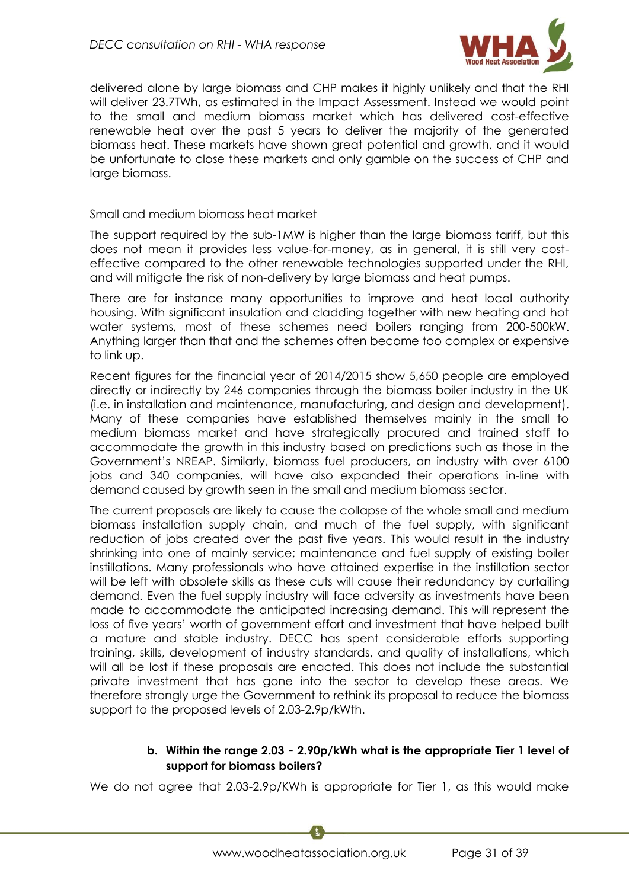delivered alone by large biomass and CHP makes it highly unlikely and that the RHI will deliver 23.7TWh, as estimated in the Impact Assessment. Instead we would point to the small and medium biomass market which has delivered cost-effective renewable heat over the past 5 years to deliver the majority of the generated biomass heat. These markets have shown great potential and growth, and it would be unfortunate to close these markets and only gamble on the success of CHP and large biomass.

<u>Small and medium biomass heat market</u>

The support required by the sub-1MW is higher than the large biomass tariff, but this does not mean it provides less value-for-money, as in general, it is still very cost-effective compared to the other renewable technologies supported under the RHI, and will mitigate the risk of non-delivery by large biomass and heat pumps.

There are for instance many opportunities to improve and heat local authority housing. With significant insulation and cladding together with new heating and hot water systems, most of these schemes need boilers ranging from 200-500kW. Anything larger than that and the schemes often become too complex or expensive to link up.

Recent figures for the financial year of 2014/2015 show 5,650 people are employed directly or indirectly by 246 companies through the biomass boiler industry in the UK (i.e. in installation and maintenance, manufacturing, and design and development). Many of these companies have established themselves mainly in the small to medium biomass market and have strategically procured and trained staff to accommodate the growth in this industry based on predictions such as those in the Government's NREAP. Similarly, biomass fuel producers, an industry with over 6100 jobs and 340 companies, will have also expanded their operations in-line with demand caused by growth seen in the small and medium biomass sector.

The current proposals are likely to cause the collapse of the whole small and medium biomass installation supply chain, and much of the fuel supply, with significant reduction of jobs created over the past five years. This would result in the industry shrinking into one of mainly service; maintenance and fuel supply of existing boiler instillations. Many professionals who have attained expertise in the instillation sector will be left with obsolete skills as these cuts will cause their redundancy by curtailing demand. Even the fuel supply industry will face adversity as investments have been made to accommodate the anticipated increasing demand. This will represent the loss of five years' worth of government effort and investment that have helped built a mature and stable industry. DECC has spent considerable efforts supporting training, skills, development of industry standards, and quality of installations, which will all be lost if these proposals are enacted. This does not include the substantial private investment that has gone into the sector to develop these areas. We therefore strongly urge the Government to rethink its proposal to reduce the biomass support to the proposed levels of 2.03-2.9p/kWth.

**b. Within the range 2.03 - 2.90p/kWh what is the appropriate Tier 1 level of support for biomass boilers?**

We do not agree that 2.03-2.9p/KWh is appropriate for Tier 1, as this would make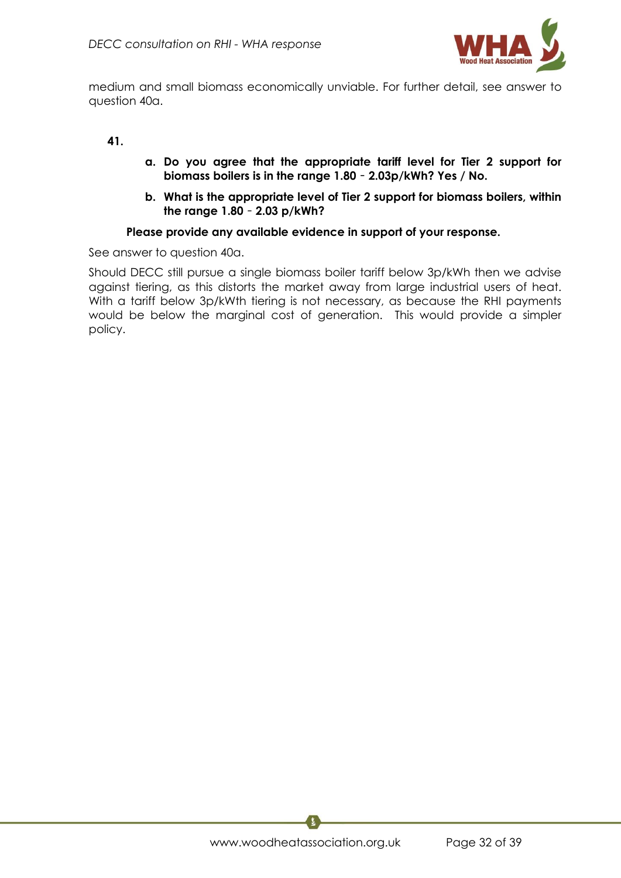medium and small biomass economically unviable. For further detail, see answer to question 40a.

**41.**

**a. Do you agree that the appropriate tariff level for Tier 2 support for biomass boilers is in the range 1.80 - 2.03p/kWh? Yes / No.**

**b. What is the appropriate level of Tier 2 support for biomass boilers, within the range 1.80 - 2.03 p/kWh?**

**Please provide any available evidence in support of your response.**

See answer to question 40a.

Should DECC still pursue a single biomass boiler tariff below 3p/kWh then we advise against tiering, as this distorts the market away from large industrial users of heat. With a tariff below 3p/kWth tiering is not necessary, as because the RHI payments would be below the marginal cost of generation. This would provide a simpler policy.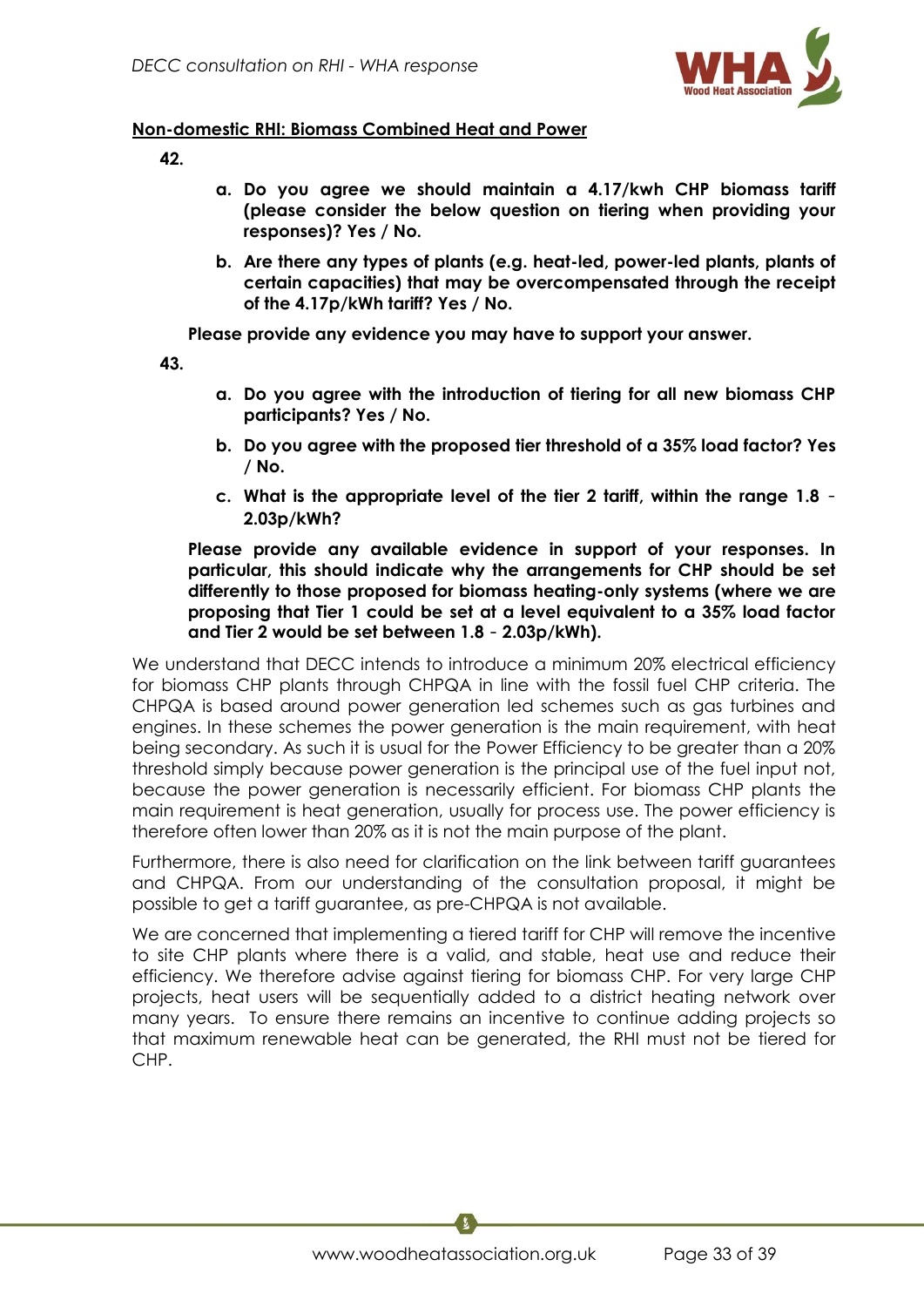**<u>Non-domestic RHI: Biomass Combined Heat and Power</u>**

**42.**

> **a. Do you agree we should maintain a 4.17/kwh CHP biomass tariff (please consider the below question on tiering when providing your responses)? Yes / No.**
>
> **b. Are there any types of plants (e.g. heat-led, power-led plants, plants of certain capacities) that may be overcompensated through the receipt of the 4.17p/kWh tariff? Yes / No.**

**Please provide any evidence you may have to support your answer.**

**43.**

> **a. Do you agree with the introduction of tiering for all new biomass CHP participants? Yes / No.**
>
> **b. Do you agree with the proposed tier threshold of a 35% load factor? Yes / No.**
>
> **c. What is the appropriate level of the tier 2 tariff, within the range 1.8 - 2.03p/kWh?**

**Please provide any available evidence in support of your responses. In particular, this should indicate why the arrangements for CHP should be set differently to those proposed for biomass heating-only systems (where we are proposing that Tier 1 could be set at a level equivalent to a 35% load factor and Tier 2 would be set between 1.8 - 2.03p/kWh).**

We understand that DECC intends to introduce a minimum 20% electrical efficiency for biomass CHP plants through CHPQA in line with the fossil fuel CHP criteria. The CHPQA is based around power generation led schemes such as gas turbines and engines. In these schemes the power generation is the main requirement, with heat being secondary. As such it is usual for the Power Efficiency to be greater than a 20% threshold simply because power generation is the principal use of the fuel input not, because the power generation is necessarily efficient. For biomass CHP plants the main requirement is heat generation, usually for process use. The power efficiency is therefore often lower than 20% as it is not the main purpose of the plant.

Furthermore, there is also need for clarification on the link between tariff guarantees and CHPQA. From our understanding of the consultation proposal, it might be possible to get a tariff guarantee, as pre-CHPQA is not available.

We are concerned that implementing a tiered tariff for CHP will remove the incentive to site CHP plants where there is a valid, and stable, heat use and reduce their efficiency. We therefore advise against tiering for biomass CHP. For very large CHP projects, heat users will be sequentially added to a district heating network over many years. To ensure there remains an incentive to continue adding projects so that maximum renewable heat can be generated, the RHI must not be tiered for CHP.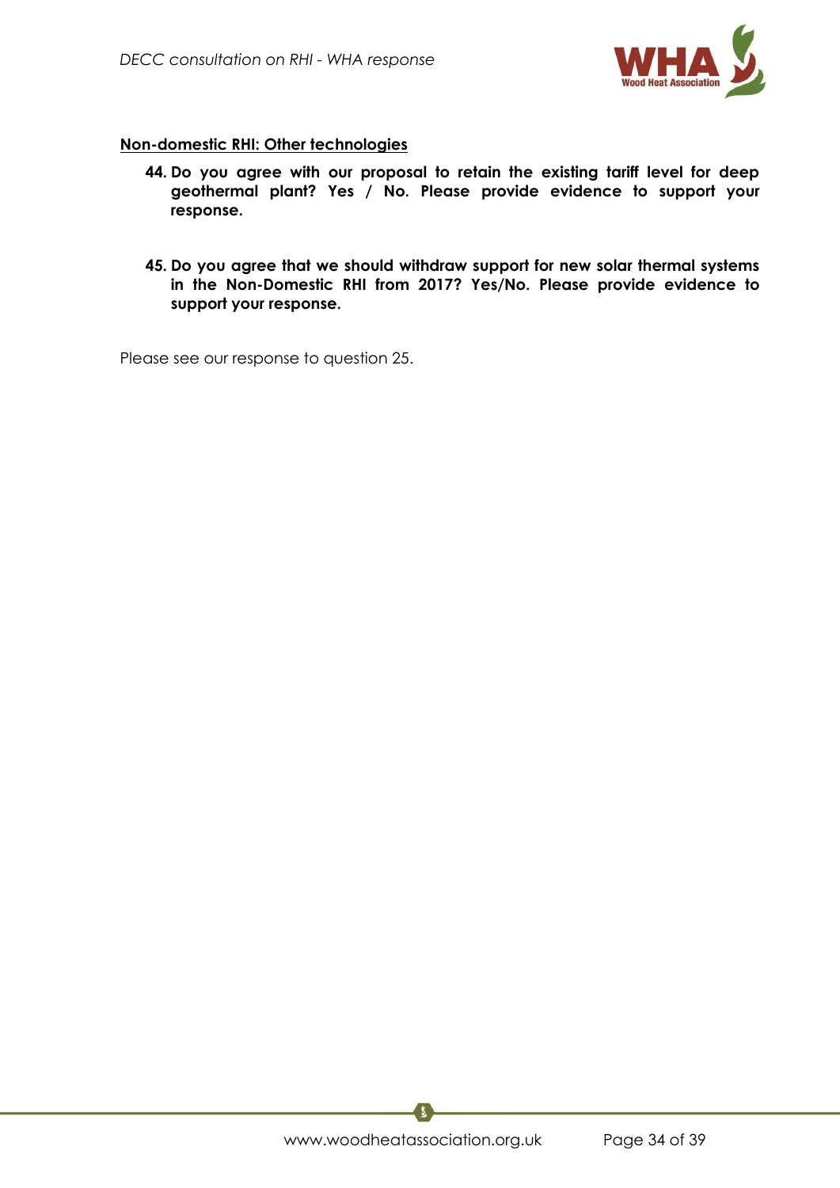**Non-domestic RHI: Other technologies**

44. **Do you agree with our proposal to retain the existing tariff level for deep geothermal plant? Yes / No. Please provide evidence to support your response.**

45. **Do you agree that we should withdraw support for new solar thermal systems in the Non-Domestic RHI from 2017? Yes/No. Please provide evidence to support your response.**

Please see our response to question 25.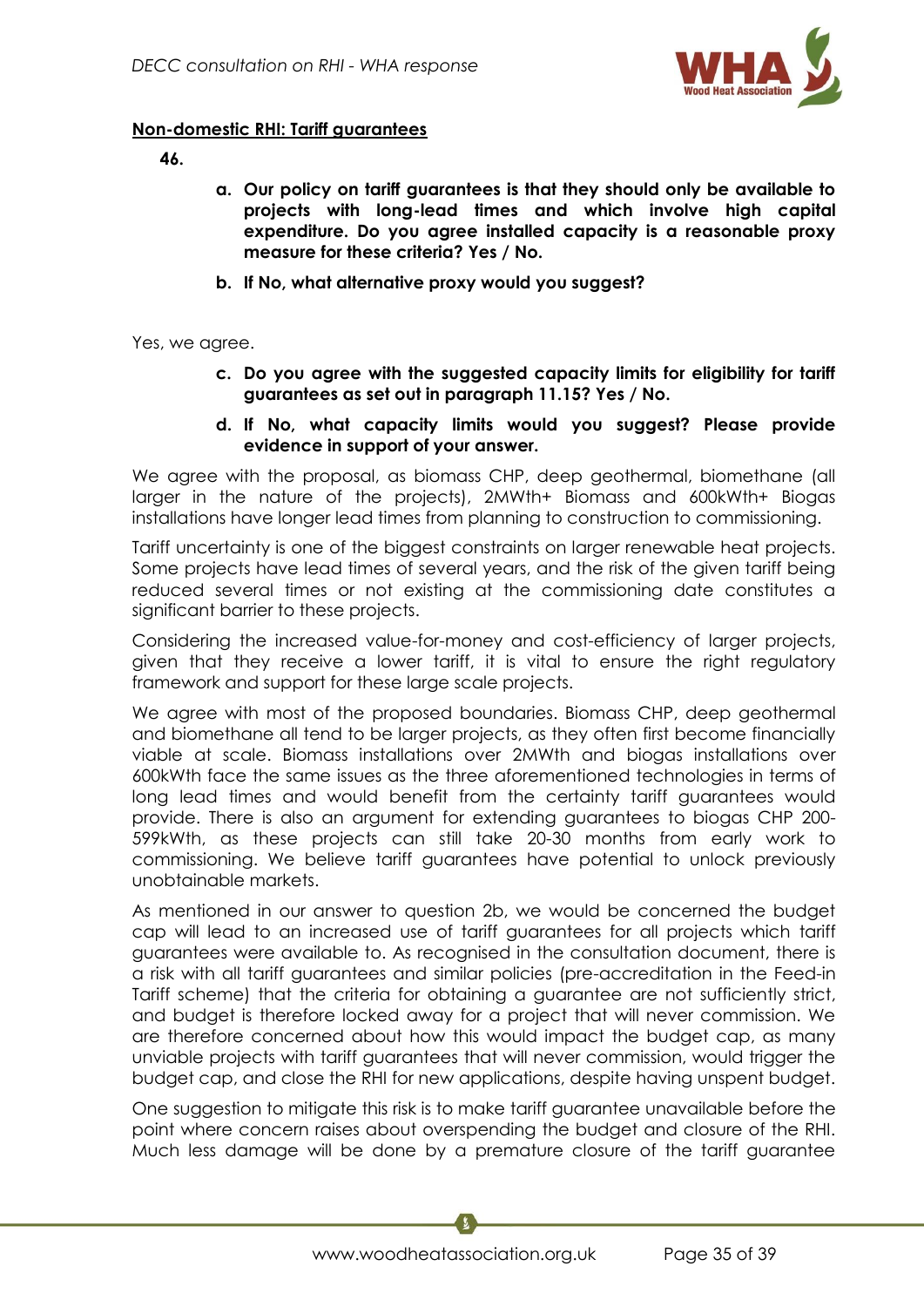**Non-domestic RHI: Tariff guarantees**

**46.**

   **a. Our policy on tariff guarantees is that they should only be available to projects with long-lead times and which involve high capital expenditure. Do you agree installed capacity is a reasonable proxy measure for these criteria? Yes / No.**

   **b. If No, what alternative proxy would you suggest?**

Yes, we agree.

   **c. Do you agree with the suggested capacity limits for eligibility for tariff guarantees as set out in paragraph 11.15? Yes / No.**

   **d. If No, what capacity limits would you suggest? Please provide evidence in support of your answer.**

We agree with the proposal, as biomass CHP, deep geothermal, biomethane (all larger in the nature of the projects), 2MWth+ Biomass and 600kWth+ Biogas installations have longer lead times from planning to construction to commissioning.

Tariff uncertainty is one of the biggest constraints on larger renewable heat projects. Some projects have lead times of several years, and the risk of the given tariff being reduced several times or not existing at the commissioning date constitutes a significant barrier to these projects.

Considering the increased value-for-money and cost-efficiency of larger projects, given that they receive a lower tariff, it is vital to ensure the right regulatory framework and support for these large scale projects.

We agree with most of the proposed boundaries. Biomass CHP, deep geothermal and biomethane all tend to be larger projects, as they often first become financially viable at scale. Biomass installations over 2MWth and biogas installations over 600kWth face the same issues as the three aforementioned technologies in terms of long lead times and would benefit from the certainty tariff guarantees would provide. There is also an argument for extending guarantees to biogas CHP 200-599kWth, as these projects can still take 20-30 months from early work to commissioning. We believe tariff guarantees have potential to unlock previously unobtainable markets.

As mentioned in our answer to question 2b, we would be concerned the budget cap will lead to an increased use of tariff guarantees for all projects which tariff guarantees were available to. As recognised in the consultation document, there is a risk with all tariff guarantees and similar policies (pre-accreditation in the Feed-in Tariff scheme) that the criteria for obtaining a guarantee are not sufficiently strict, and budget is therefore locked away for a project that will never commission. We are therefore concerned about how this would impact the budget cap, as many unviable projects with tariff guarantees that will never commission, would trigger the budget cap, and close the RHI for new applications, despite having unspent budget.

One suggestion to mitigate this risk is to make tariff guarantee unavailable before the point where concern raises about overspending the budget and closure of the RHI. Much less damage will be done by a premature closure of the tariff guarantee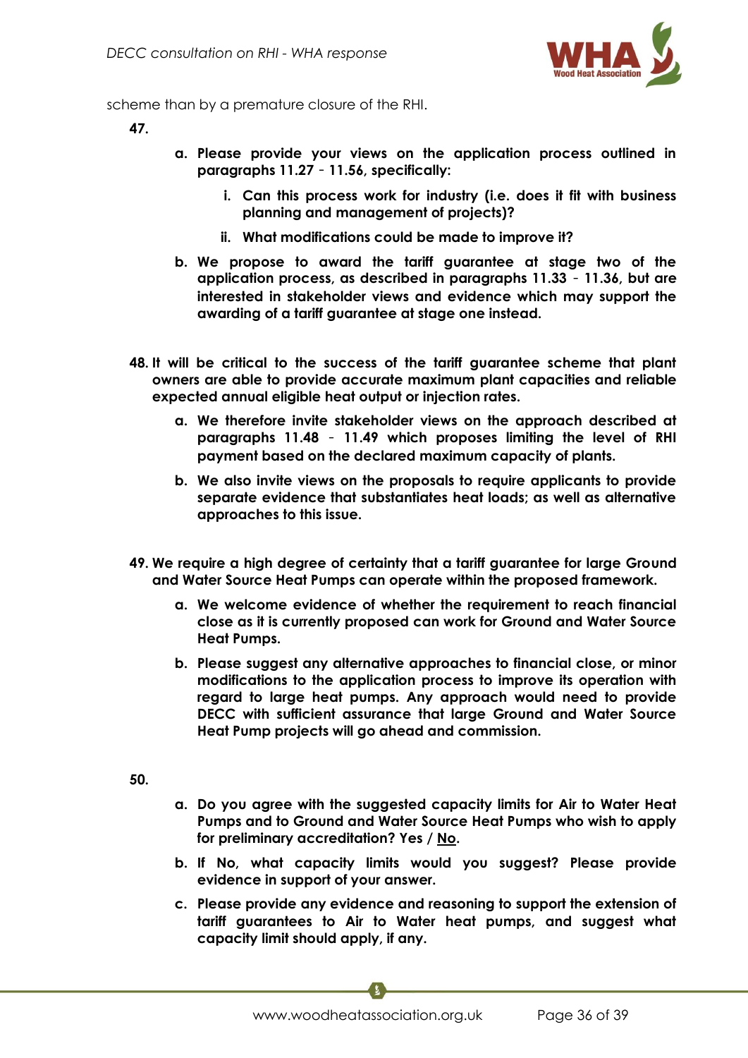scheme than by a premature closure of the RHI.

**47.**

a. **Please provide your views on the application process outlined in paragraphs 11.27 – 11.56, specifically:**

   i. **Can this process work for industry (i.e. does it fit with business planning and management of projects)?**

   ii. **What modifications could be made to improve it?**

b. **We propose to award the tariff guarantee at stage two of the application process, as described in paragraphs 11.33 – 11.36, but are interested in stakeholder views and evidence which may support the awarding of a tariff guarantee at stage one instead.**

**48. It will be critical to the success of the tariff guarantee scheme that plant owners are able to provide accurate maximum plant capacities and reliable expected annual eligible heat output or injection rates.**

a. **We therefore invite stakeholder views on the approach described at paragraphs 11.48 – 11.49 which proposes limiting the level of RHI payment based on the declared maximum capacity of plants.**

b. **We also invite views on the proposals to require applicants to provide separate evidence that substantiates heat loads; as well as alternative approaches to this issue.**

**49. We require a high degree of certainty that a tariff guarantee for large Ground and Water Source Heat Pumps can operate within the proposed framework.**

a. **We welcome evidence of whether the requirement to reach financial close as it is currently proposed can work for Ground and Water Source Heat Pumps.**

b. **Please suggest any alternative approaches to financial close, or minor modifications to the application process to improve its operation with regard to large heat pumps. Any approach would need to provide DECC with sufficient assurance that large Ground and Water Source Heat Pump projects will go ahead and commission.**

**50.**

a. **Do you agree with the suggested capacity limits for Air to Water Heat Pumps and to Ground and Water Source Heat Pumps who wish to apply for preliminary accreditation? Yes / <u>No</u>.**

b. **If No, what capacity limits would you suggest? Please provide evidence in support of your answer.**

c. **Please provide any evidence and reasoning to support the extension of tariff guarantees to Air to Water heat pumps, and suggest what capacity limit should apply, if any.**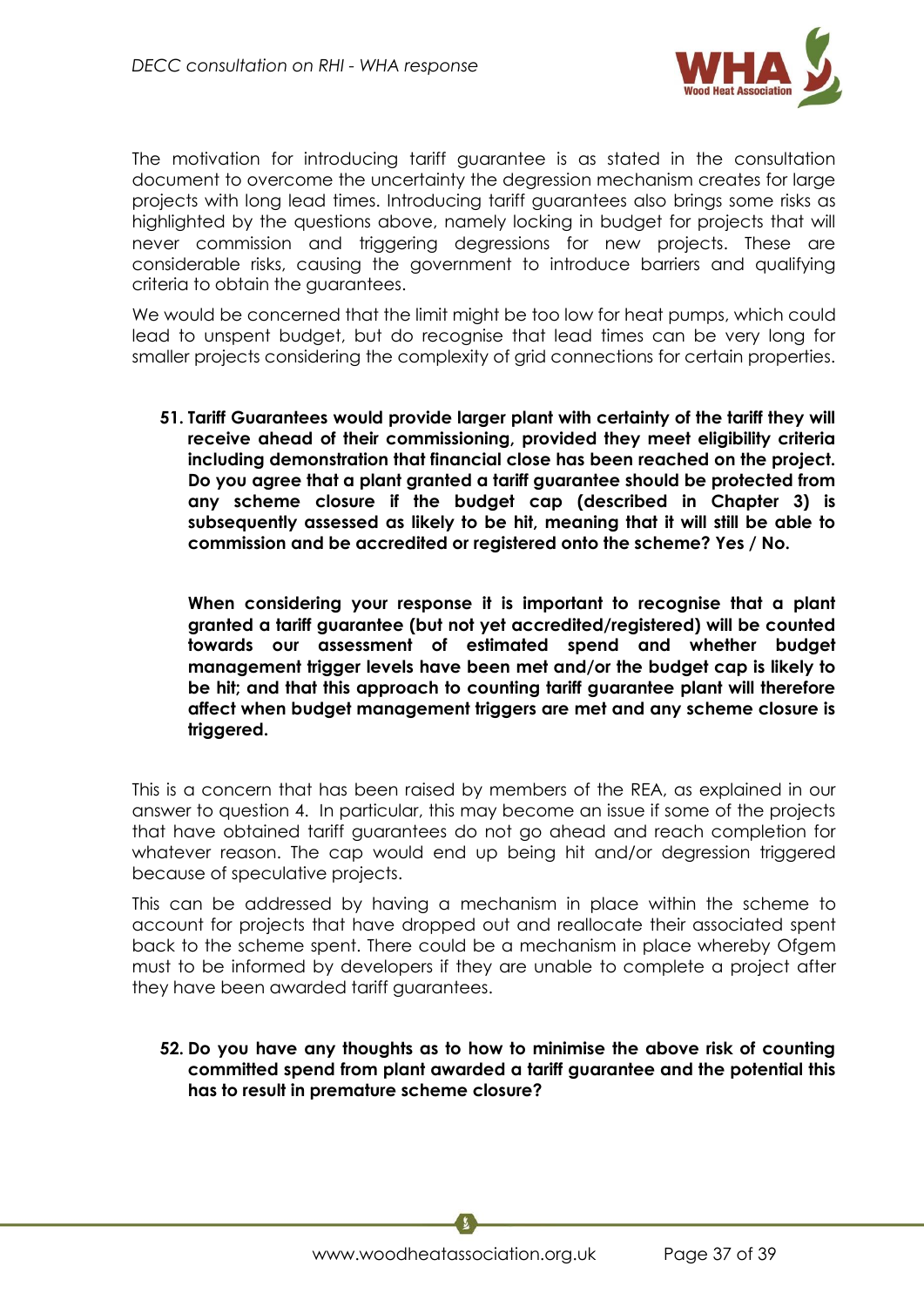The motivation for introducing tariff guarantee is as stated in the consultation document to overcome the uncertainty the degression mechanism creates for large projects with long lead times. Introducing tariff guarantees also brings some risks as highlighted by the questions above, namely locking in budget for projects that will never commission and triggering degressions for new projects. These are considerable risks, causing the government to introduce barriers and qualifying criteria to obtain the guarantees.

We would be concerned that the limit might be too low for heat pumps, which could lead to unspent budget, but do recognise that lead times can be very long for smaller projects considering the complexity of grid connections for certain properties.

**51. Tariff Guarantees would provide larger plant with certainty of the tariff they will receive ahead of their commissioning, provided they meet eligibility criteria including demonstration that financial close has been reached on the project. Do you agree that a plant granted a tariff guarantee should be protected from any scheme closure if the budget cap (described in Chapter 3) is subsequently assessed as likely to be hit, meaning that it will still be able to commission and be accredited or registered onto the scheme? Yes / No.**

**When considering your response it is important to recognise that a plant granted a tariff guarantee (but not yet accredited/registered) will be counted towards our assessment of estimated spend and whether budget management trigger levels have been met and/or the budget cap is likely to be hit; and that this approach to counting tariff guarantee plant will therefore affect when budget management triggers are met and any scheme closure is triggered.**

This is a concern that has been raised by members of the REA, as explained in our answer to question 4. In particular, this may become an issue if some of the projects that have obtained tariff guarantees do not go ahead and reach completion for whatever reason. The cap would end up being hit and/or degression triggered because of speculative projects.

This can be addressed by having a mechanism in place within the scheme to account for projects that have dropped out and reallocate their associated spent back to the scheme spent. There could be a mechanism in place whereby Ofgem must to be informed by developers if they are unable to complete a project after they have been awarded tariff guarantees.

**52. Do you have any thoughts as to how to minimise the above risk of counting committed spend from plant awarded a tariff guarantee and the potential this has to result in premature scheme closure?**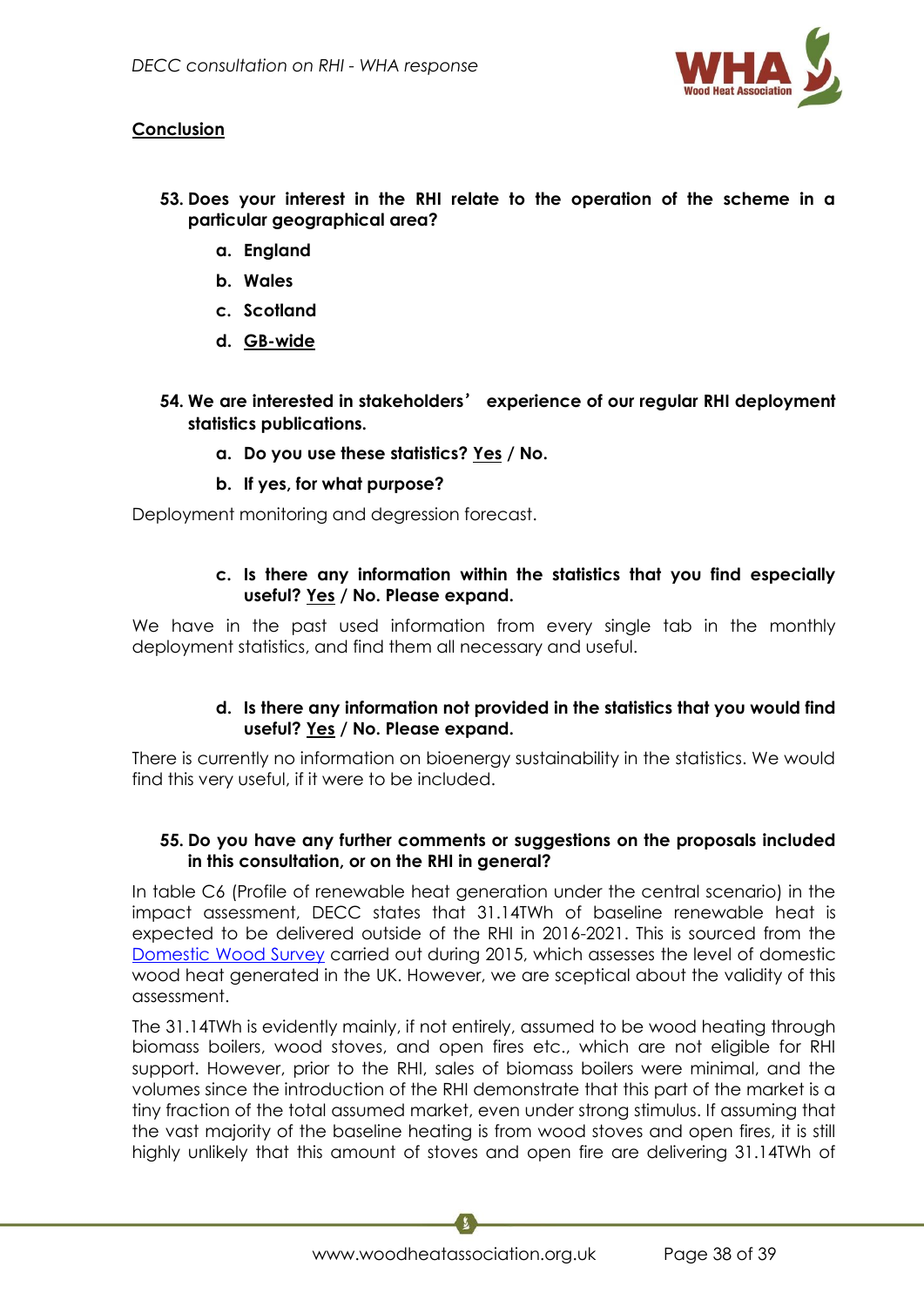## Conclusion

53. **Does your interest in the RHI relate to the operation of the scheme in a particular geographical area?**
    a. **England**
    b. **Wales**
    c. **Scotland**
    d. **GB-wide**

54. **We are interested in stakeholders' experience of our regular RHI deployment statistics publications.**
    a. **Do you use these statistics? Yes / No.**
    b. **If yes, for what purpose?**

Deployment monitoring and degression forecast.

c. **Is there any information within the statistics that you find especially useful? Yes / No. Please expand.**

We have in the past used information from every single tab in the monthly deployment statistics, and find them all necessary and useful.

d. **Is there any information not provided in the statistics that you would find useful? Yes / No. Please expand.**

There is currently no information on bioenergy sustainability in the statistics. We would find this very useful, if it were to be included.

55. **Do you have any further comments or suggestions on the proposals included in this consultation, or on the RHI in general?**

In table C6 (Profile of renewable heat generation under the central scenario) in the impact assessment, DECC states that 31.14TWh of baseline renewable heat is expected to be delivered outside of the RHI in 2016-2021. This is sourced from the Domestic Wood Survey carried out during 2015, which assesses the level of domestic wood heat generated in the UK. However, we are sceptical about the validity of this assessment.

The 31.14TWh is evidently mainly, if not entirely, assumed to be wood heating through biomass boilers, wood stoves, and open fires etc., which are not eligible for RHI support. However, prior to the RHI, sales of biomass boilers were minimal, and the volumes since the introduction of the RHI demonstrate that this part of the market is a tiny fraction of the total assumed market, even under strong stimulus. If assuming that the vast majority of the baseline heating is from wood stoves and open fires, it is still highly unlikely that this amount of stoves and open fire are delivering 31.14TWh of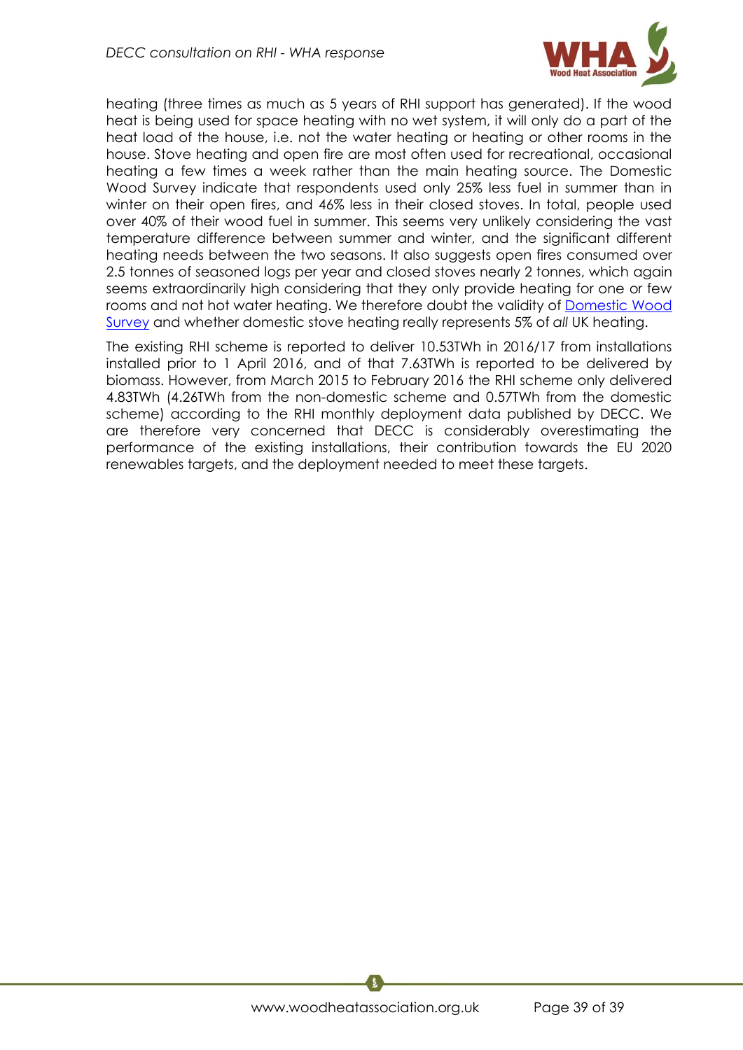heating (three times as much as 5 years of RHI support has generated). If the wood heat is being used for space heating with no wet system, it will only do a part of the heat load of the house, i.e. not the water heating or heating or other rooms in the house. Stove heating and open fire are most often used for recreational, occasional heating a few times a week rather than the main heating source. The Domestic Wood Survey indicate that respondents used only 25% less fuel in summer than in winter on their open fires, and 46% less in their closed stoves. In total, people used over 40% of their wood fuel in summer. This seems very unlikely considering the vast temperature difference between summer and winter, and the significant different heating needs between the two seasons. It also suggests open fires consumed over 2.5 tonnes of seasoned logs per year and closed stoves nearly 2 tonnes, which again seems extraordinarily high considering that they only provide heating for one or few rooms and not hot water heating. We therefore doubt the validity of Domestic Wood Survey and whether domestic stove heating really represents 5% of *all* UK heating.

The existing RHI scheme is reported to deliver 10.53TWh in 2016/17 from installations installed prior to 1 April 2016, and of that 7.63TWh is reported to be delivered by biomass. However, from March 2015 to February 2016 the RHI scheme only delivered 4.83TWh (4.26TWh from the non-domestic scheme and 0.57TWh from the domestic scheme) according to the RHI monthly deployment data published by DECC. We are therefore very concerned that DECC is considerably overestimating the performance of the existing installations, their contribution towards the EU 2020 renewables targets, and the deployment needed to meet these targets.